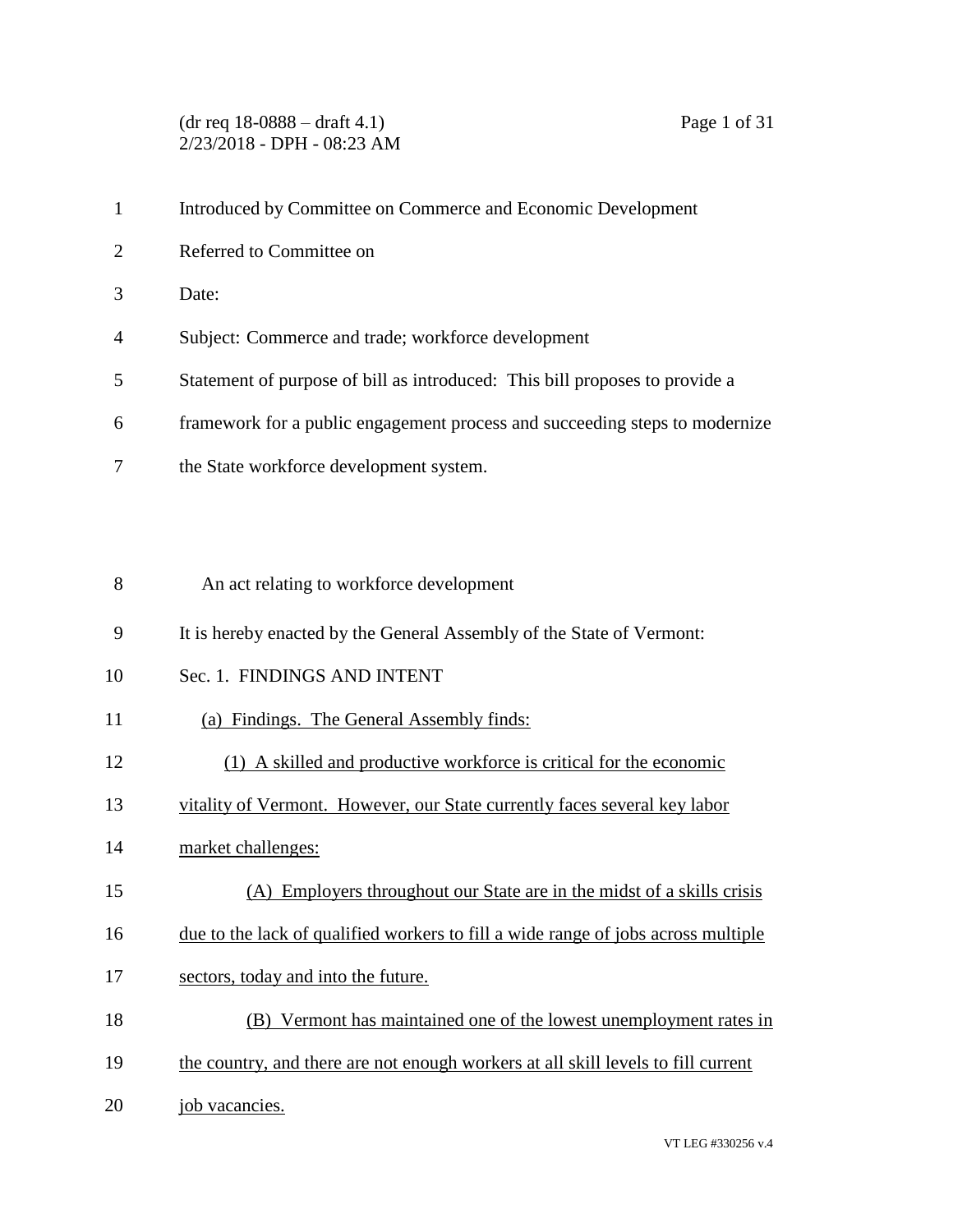Introduced by Committee on Commerce and Economic Development

Referred to Committee on

Date:

Subject: Commerce and trade; workforce development

Statement of purpose of bill as introduced: This bill proposes to provide a framework for a public engagement process and succeeding steps to modernize the State workforce development system.

An act relating to workforce development

It is hereby enacted by the General Assembly of the State of Vermont:

Sec. 1. FINDINGS AND INTENT

(a) Findings. The General Assembly finds:

(1) A skilled and productive workforce is critical for the economic vitality of Vermont. However, our State currently faces several key labor market challenges:

(A) Employers throughout our State are in the midst of a skills crisis due to the lack of qualified workers to fill a wide range of jobs across multiple sectors, today and into the future.

(B) Vermont has maintained one of the lowest unemployment rates in the country, and there are not enough workers at all skill levels to fill current job vacancies.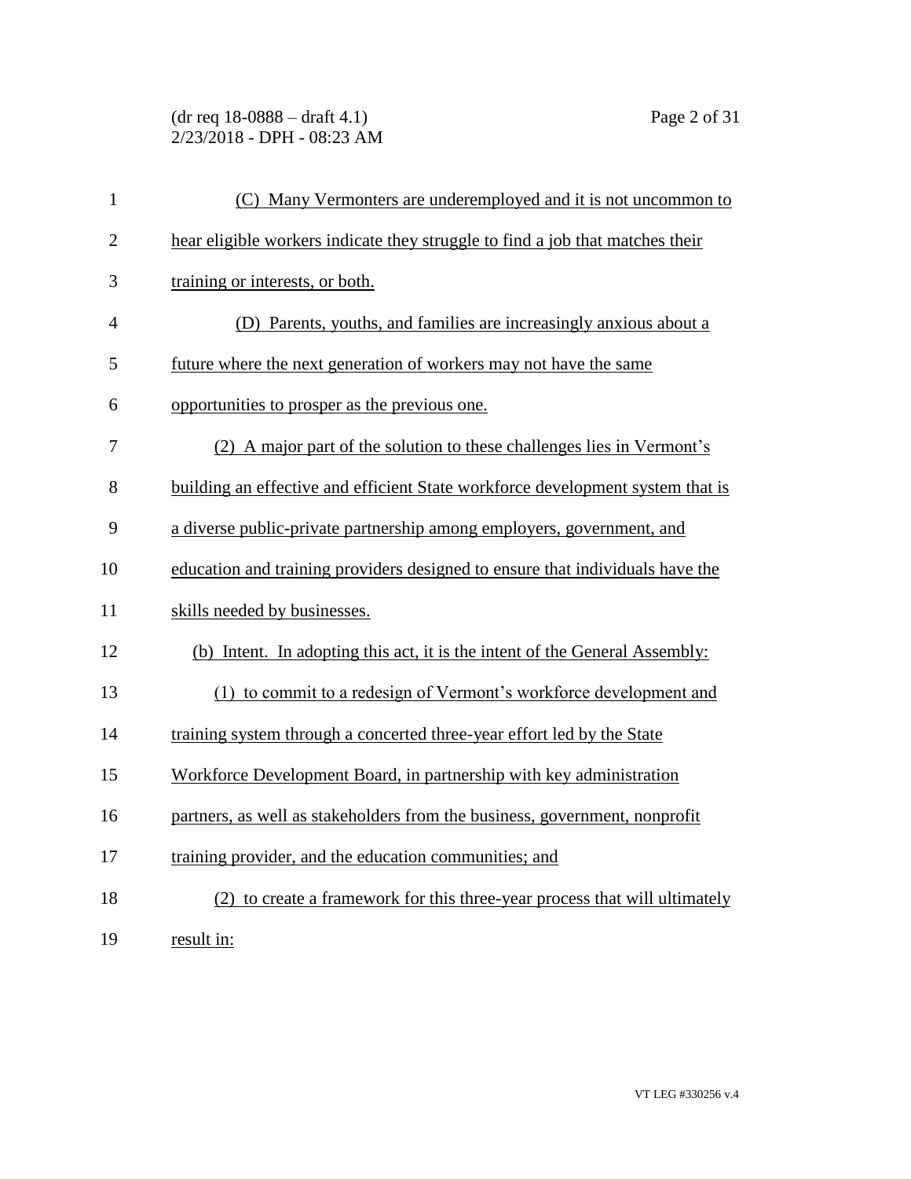(C) Many Vermonters are underemployed and it is not uncommon to hear eligible workers indicate they struggle to find a job that matches their training or interests, or both.

(D) Parents, youths, and families are increasingly anxious about a future where the next generation of workers may not have the same opportunities to prosper as the previous one.

(2) A major part of the solution to these challenges lies in Vermont's building an effective and efficient State workforce development system that is a diverse public-private partnership among employers, government, and education and training providers designed to ensure that individuals have the skills needed by businesses.

(b) Intent. In adopting this act, it is the intent of the General Assembly:

(1) to commit to a redesign of Vermont's workforce development and training system through a concerted three-year effort led by the State Workforce Development Board, in partnership with key administration partners, as well as stakeholders from the business, government, nonprofit training provider, and the education communities; and

(2) to create a framework for this three-year process that will ultimately result in: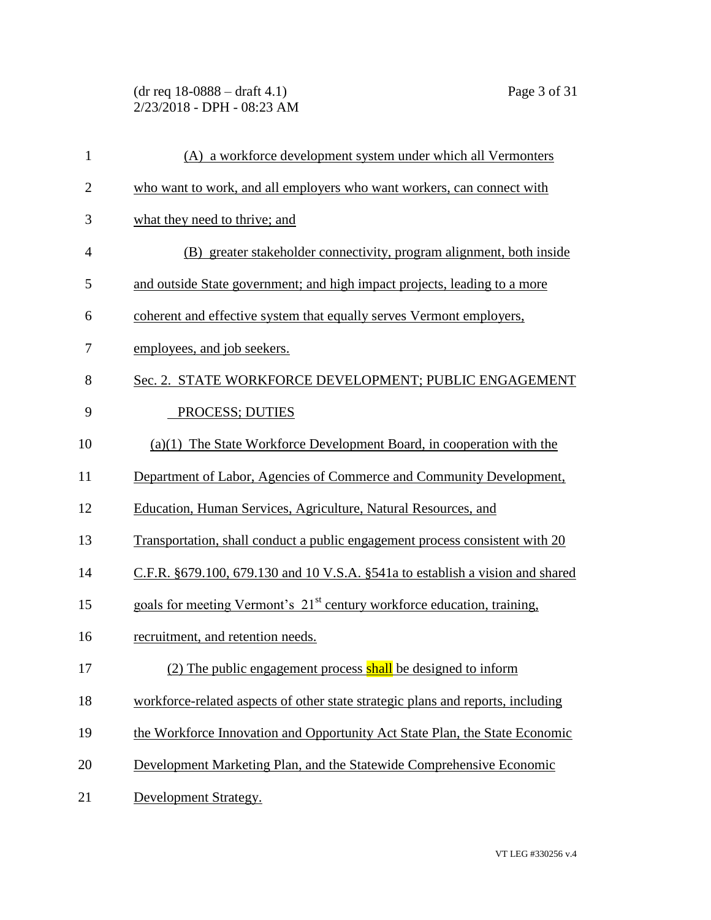(A) a workforce development system under which all Vermonters who want to work, and all employers who want workers, can connect with what they need to thrive; and

(B) greater stakeholder connectivity, program alignment, both inside and outside State government; and high impact projects, leading to a more coherent and effective system that equally serves Vermont employers, employees, and job seekers.

Sec. 2. STATE WORKFORCE DEVELOPMENT; PUBLIC ENGAGEMENT PROCESS; DUTIES

(a)(1) The State Workforce Development Board, in cooperation with the Department of Labor, Agencies of Commerce and Community Development, Education, Human Services, Agriculture, Natural Resources, and Transportation, shall conduct a public engagement process consistent with 20 C.F.R. §679.100, 679.130 and 10 V.S.A. §541a to establish a vision and shared goals for meeting Vermont's 21st century workforce education, training, recruitment, and retention needs.

(2) The public engagement process shall be designed to inform workforce-related aspects of other state strategic plans and reports, including the Workforce Innovation and Opportunity Act State Plan, the State Economic Development Marketing Plan, and the Statewide Comprehensive Economic Development Strategy.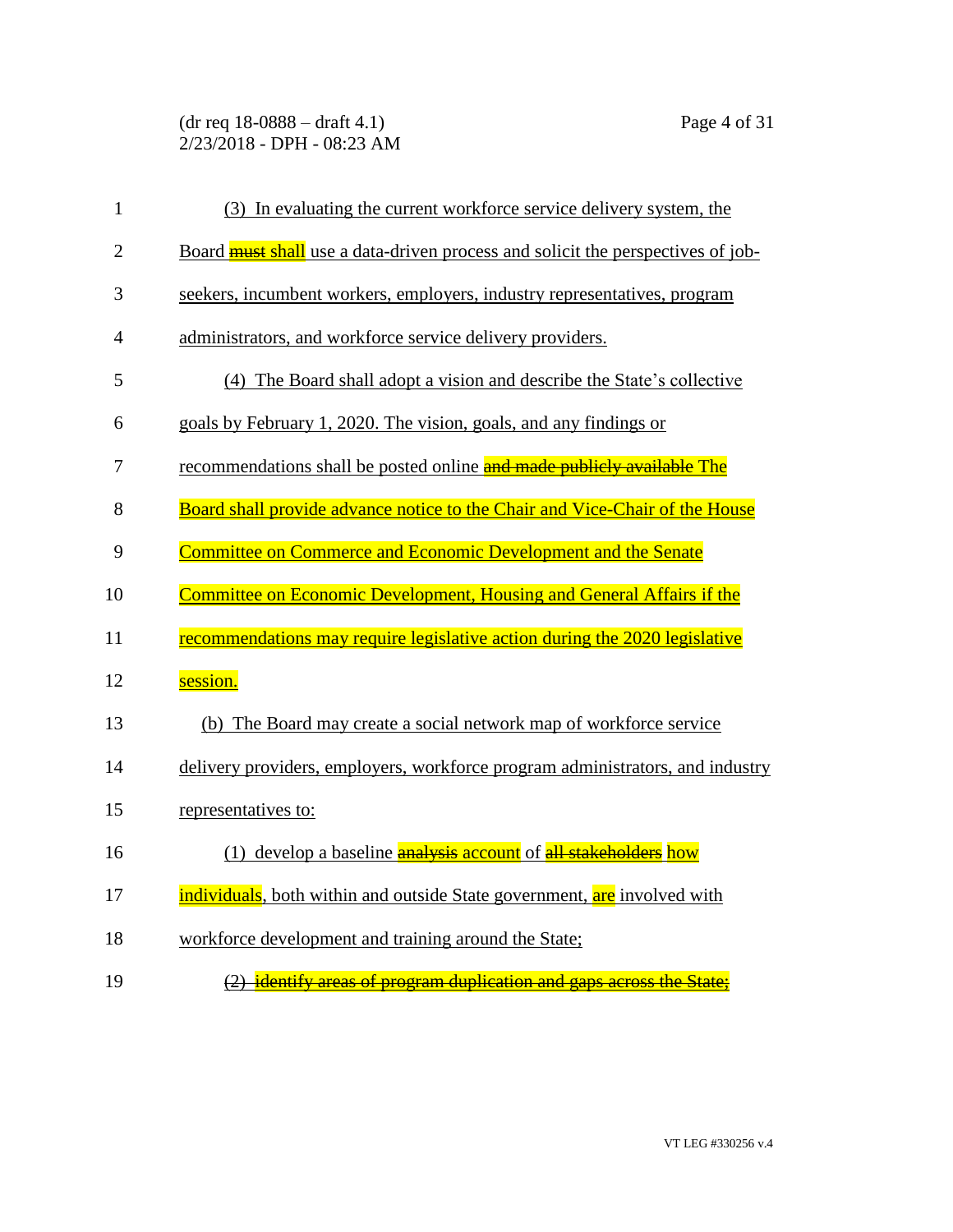(3) In evaluating the current workforce service delivery system, the Board ~~must~~ shall use a data-driven process and solicit the perspectives of job-seekers, incumbent workers, employers, industry representatives, program administrators, and workforce service delivery providers.

(4) The Board shall adopt a vision and describe the State's collective goals by February 1, 2020. The vision, goals, and any findings or recommendations shall be posted online ~~and made publicly available~~ The Board shall provide advance notice to the Chair and Vice-Chair of the House Committee on Commerce and Economic Development and the Senate Committee on Economic Development, Housing and General Affairs if the recommendations may require legislative action during the 2020 legislative session.

(b) The Board may create a social network map of workforce service delivery providers, employers, workforce program administrators, and industry representatives to:

(1) develop a baseline ~~analysis~~ account of ~~all stakeholders~~ how individuals, both within and outside State government, are involved with workforce development and training around the State;

~~(2) identify areas of program duplication and gaps across the State;~~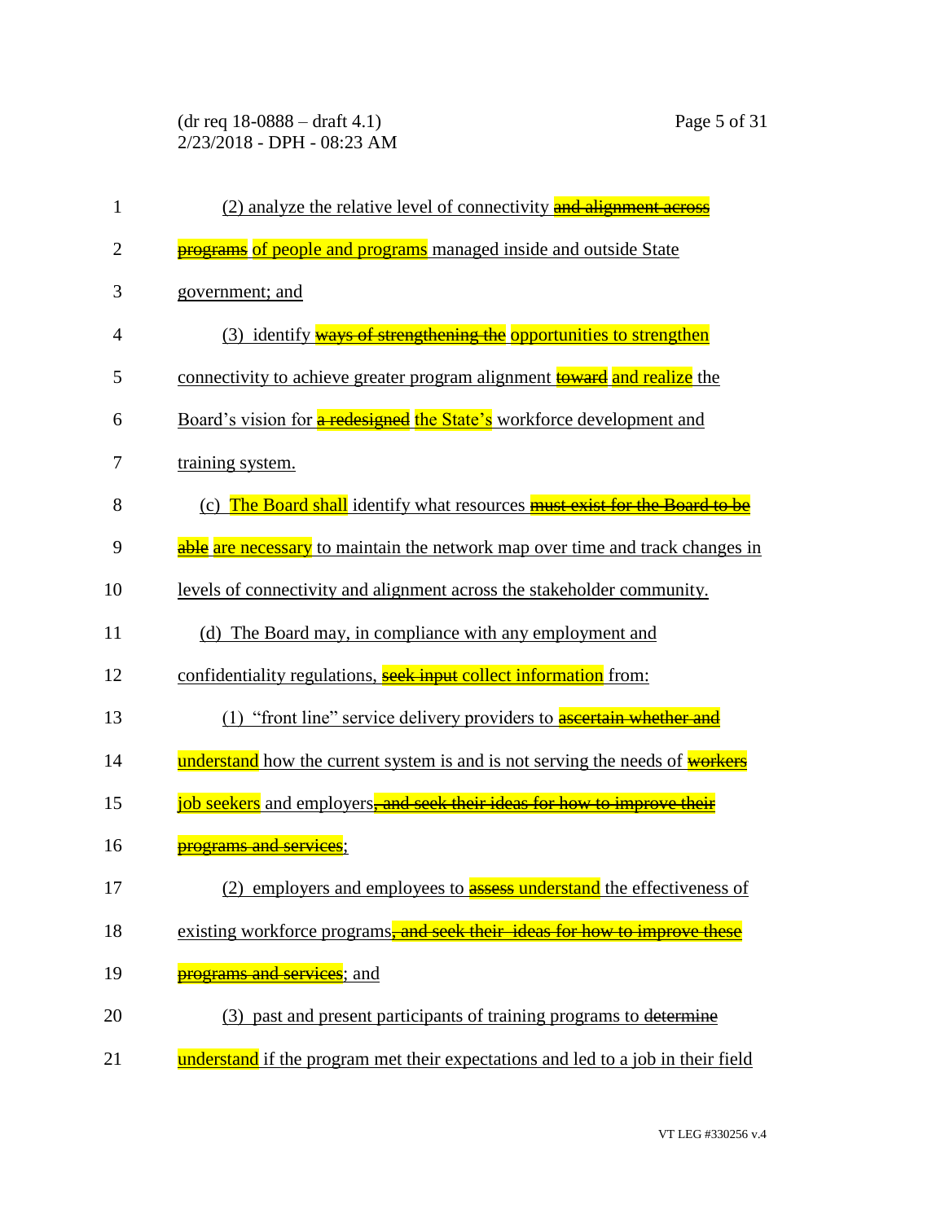(2) analyze the relative level of connectivity ~~and alignment across programs~~ of people and programs managed inside and outside State government; and

(3) identify ~~ways of strengthening the~~ opportunities to strengthen connectivity to achieve greater program alignment ~~toward~~ and realize the Board's vision for ~~a redesigned~~ the State's workforce development and training system.

(c) The Board shall identify what resources ~~must exist for the Board to be able~~ are necessary to maintain the network map over time and track changes in levels of connectivity and alignment across the stakeholder community.

(d) The Board may, in compliance with any employment and confidentiality regulations, ~~seek input~~ collect information from:

(1) "front line" service delivery providers to ~~ascertain whether and~~ understand how the current system is and is not serving the needs of ~~workers~~ job seekers and employers~~, and seek their ideas for how to improve their programs and services~~;

(2) employers and employees to ~~assess~~ understand the effectiveness of existing workforce programs~~, and seek their ideas for how to improve these programs and services~~; and

(3) past and present participants of training programs to ~~determine~~ understand if the program met their expectations and led to a job in their field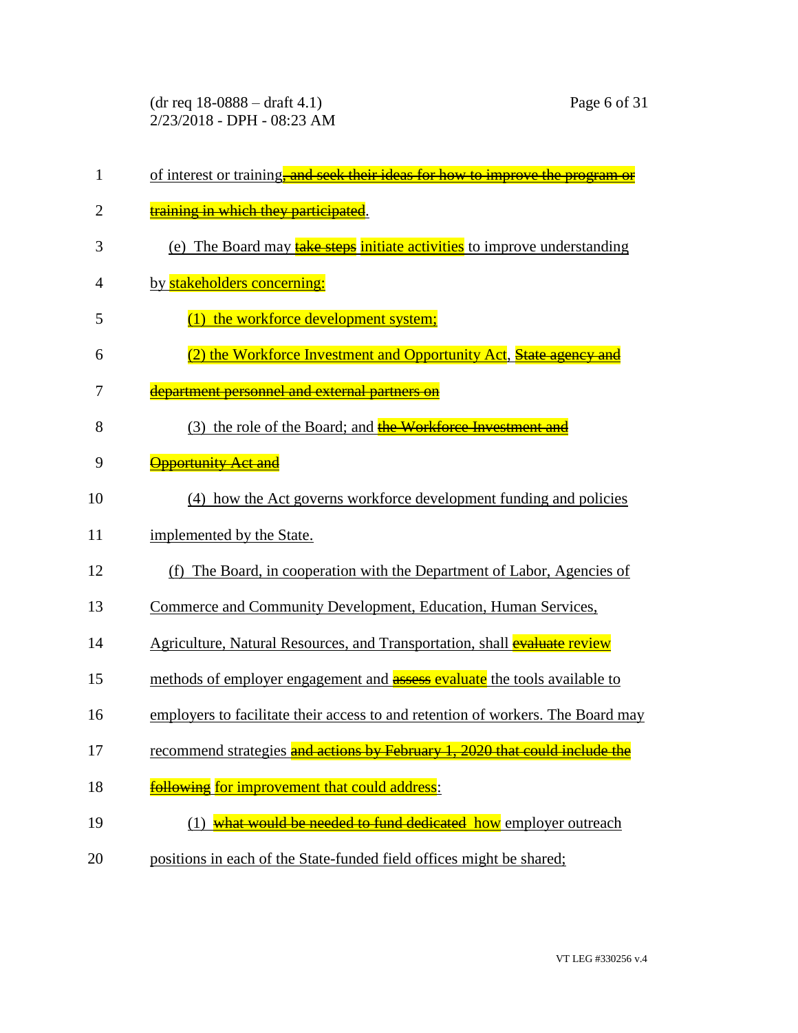of interest or training~~, and seek their ideas for how to improve the program or training in which they participated~~.

(e) The Board may ~~take steps~~ initiate activities to improve understanding by stakeholders concerning:

(1) the workforce development system;

(2) the Workforce Investment and Opportunity Act, ~~State agency and department personnel and external partners on~~

(3) the role of the Board; and ~~the Workforce Investment and Opportunity Act and~~

(4) how the Act governs workforce development funding and policies implemented by the State.

(f) The Board, in cooperation with the Department of Labor, Agencies of Commerce and Community Development, Education, Human Services, Agriculture, Natural Resources, and Transportation, shall ~~evaluate~~ review methods of employer engagement and ~~assess~~ evaluate the tools available to employers to facilitate their access to and retention of workers. The Board may recommend strategies ~~and actions by February 1, 2020 that could include the following~~ for improvement that could address:

(1) ~~what would be needed to fund dedicated~~ how employer outreach positions in each of the State-funded field offices might be shared;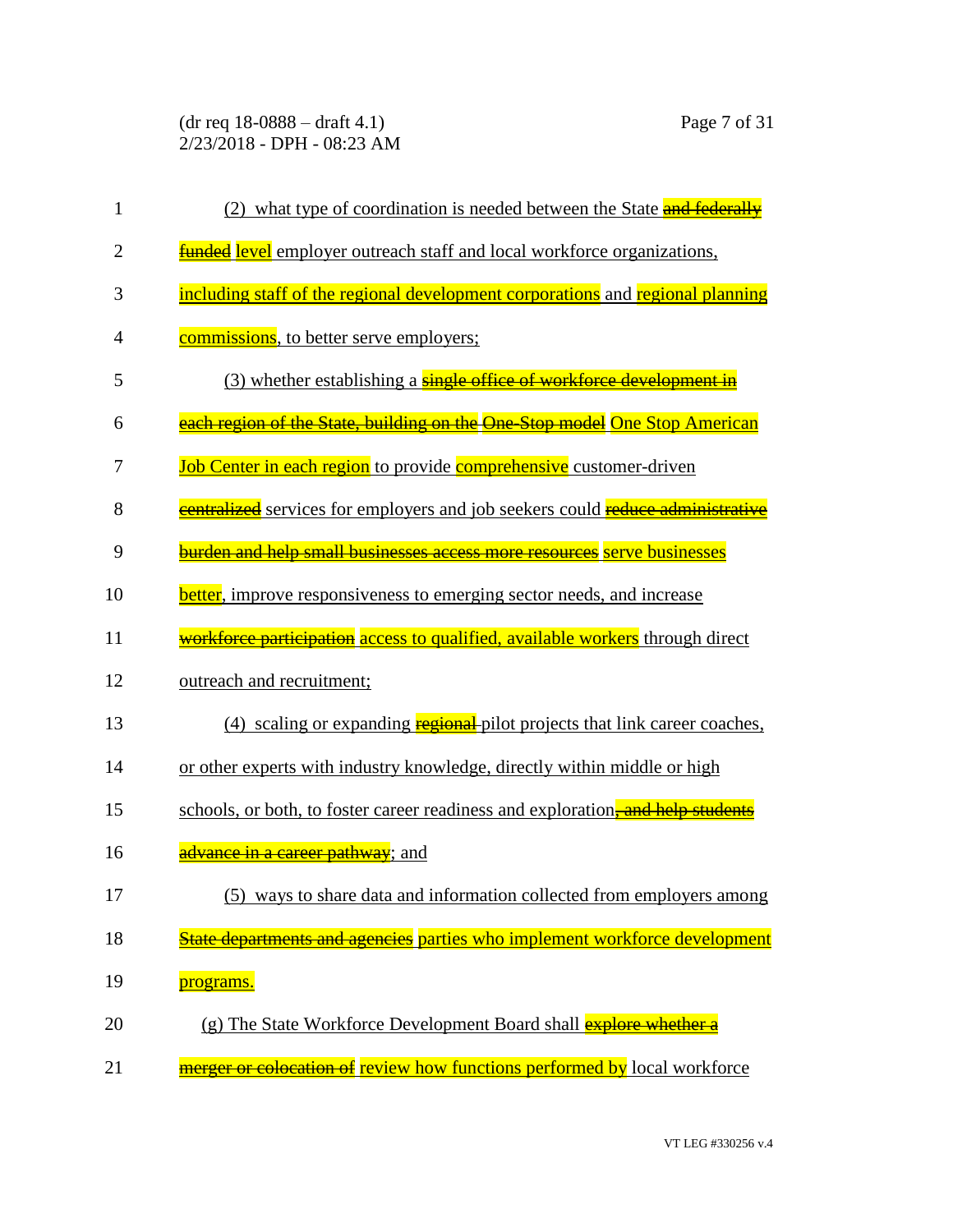(2) what type of coordination is needed between the State ~~and federally funded~~ level employer outreach staff and local workforce organizations, including staff of the regional development corporations and regional planning commissions, to better serve employers;

(3) whether establishing a ~~single office of workforce development in each region of the State, building on the One-Stop model~~ One Stop American Job Center in each region to provide comprehensive customer-driven ~~centralized~~ services for employers and job seekers could ~~reduce administrative burden and help small businesses access more resources~~ serve businesses better, improve responsiveness to emerging sector needs, and increase ~~workforce participation~~ access to qualified, available workers through direct outreach and recruitment;

(4) scaling or expanding ~~regional~~ pilot projects that link career coaches, or other experts with industry knowledge, directly within middle or high schools, or both, to foster career readiness and exploration~~, and help students advance in a career pathway~~; and

(5) ways to share data and information collected from employers among ~~State departments and agencies~~ parties who implement workforce development programs.

(g) The State Workforce Development Board shall ~~explore whether a merger or colocation of~~ review how functions performed by local workforce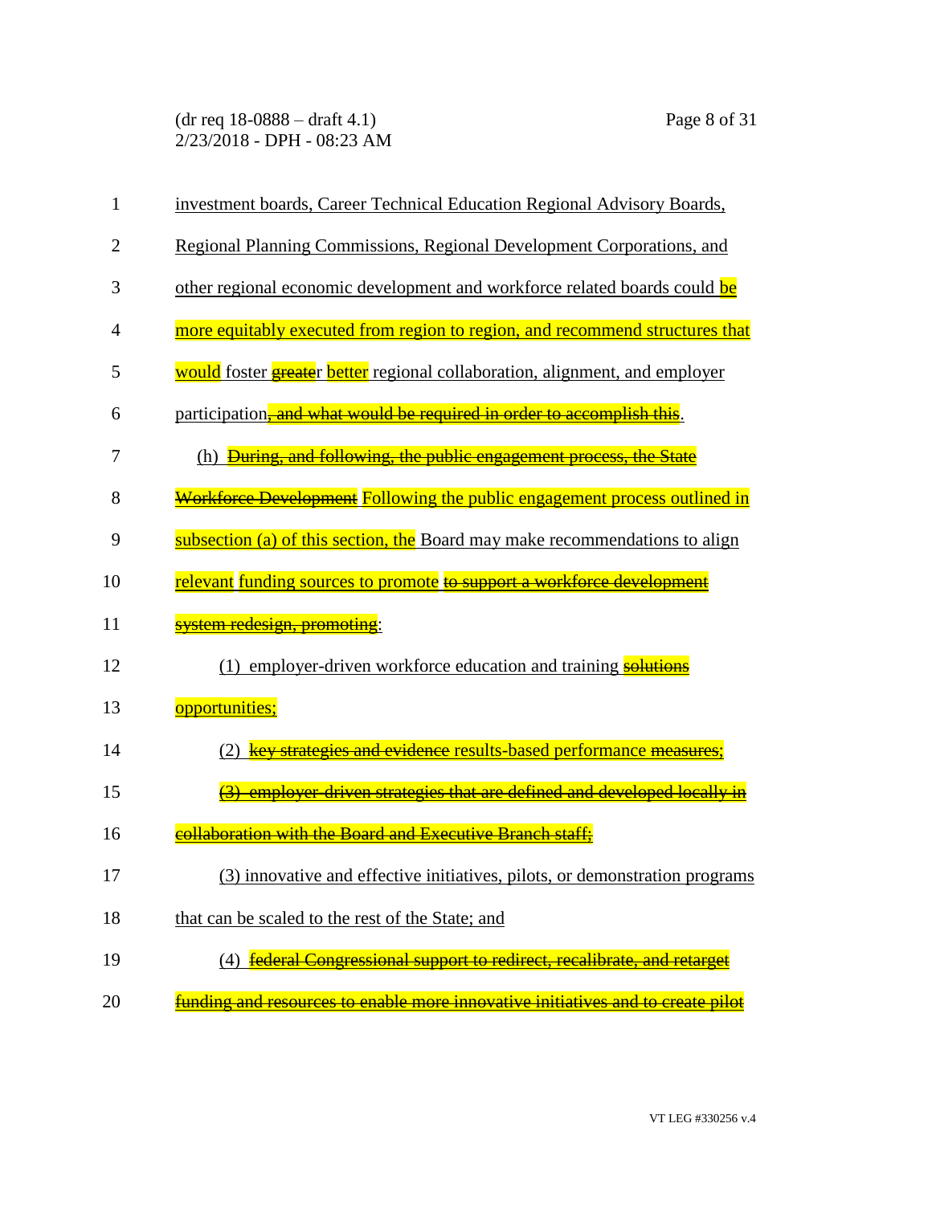investment boards, Career Technical Education Regional Advisory Boards, Regional Planning Commissions, Regional Development Corporations, and other regional economic development and workforce related boards could be more equitably executed from region to region, and recommend structures that would foster ~~greate~~r better regional collaboration, alignment, and employer participation~~, and what would be required in order to accomplish this~~.

(h) ~~During, and following, the public engagement process, the State Workforce Development~~ Following the public engagement process outlined in subsection (a) of this section, the Board may make recommendations to align relevant funding sources to promote ~~to support a workforce development system redesign, promoting~~:

(1) employer-driven workforce education and training ~~solutions~~ opportunities;

(2) ~~key strategies and evidence~~ results-based performance ~~measures;~~

~~(3) employer-driven strategies that are defined and developed locally in collaboration with the Board and Executive Branch staff;~~

(3) innovative and effective initiatives, pilots, or demonstration programs that can be scaled to the rest of the State; and

(4) ~~federal Congressional support to redirect, recalibrate, and retarget funding and resources to enable more innovative initiatives and to create pilot~~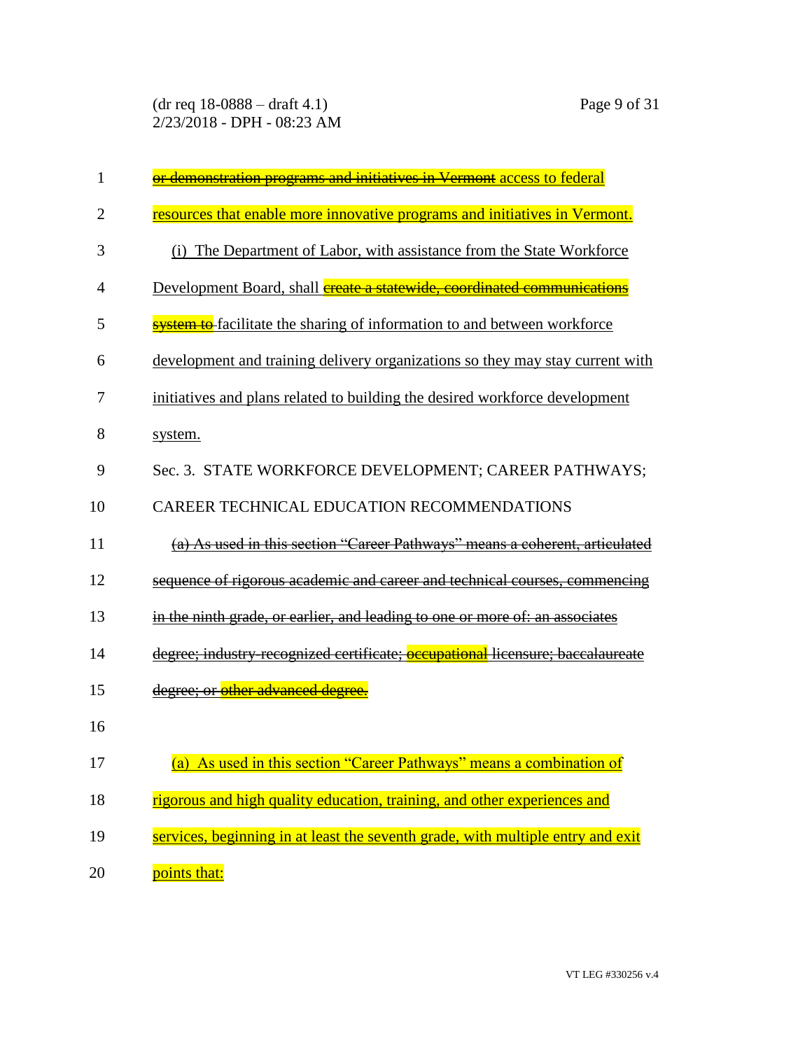~~or demonstration programs and initiatives in Vermont~~ access to federal resources that enable more innovative programs and initiatives in Vermont.

(i) The Department of Labor, with assistance from the State Workforce Development Board, shall ~~create a statewide, coordinated communications system to~~ facilitate the sharing of information to and between workforce development and training delivery organizations so they may stay current with initiatives and plans related to building the desired workforce development system.

Sec. 3. STATE WORKFORCE DEVELOPMENT; CAREER PATHWAYS; CAREER TECHNICAL EDUCATION RECOMMENDATIONS

~~(a) As used in this section "Career Pathways" means a coherent, articulated sequence of rigorous academic and career and technical courses, commencing in the ninth grade, or earlier, and leading to one or more of: an associates degree; industry-recognized certificate; occupational licensure; baccalaureate degree; or other advanced degree.~~

(a) As used in this section "Career Pathways" means a combination of rigorous and high quality education, training, and other experiences and services, beginning in at least the seventh grade, with multiple entry and exit points that: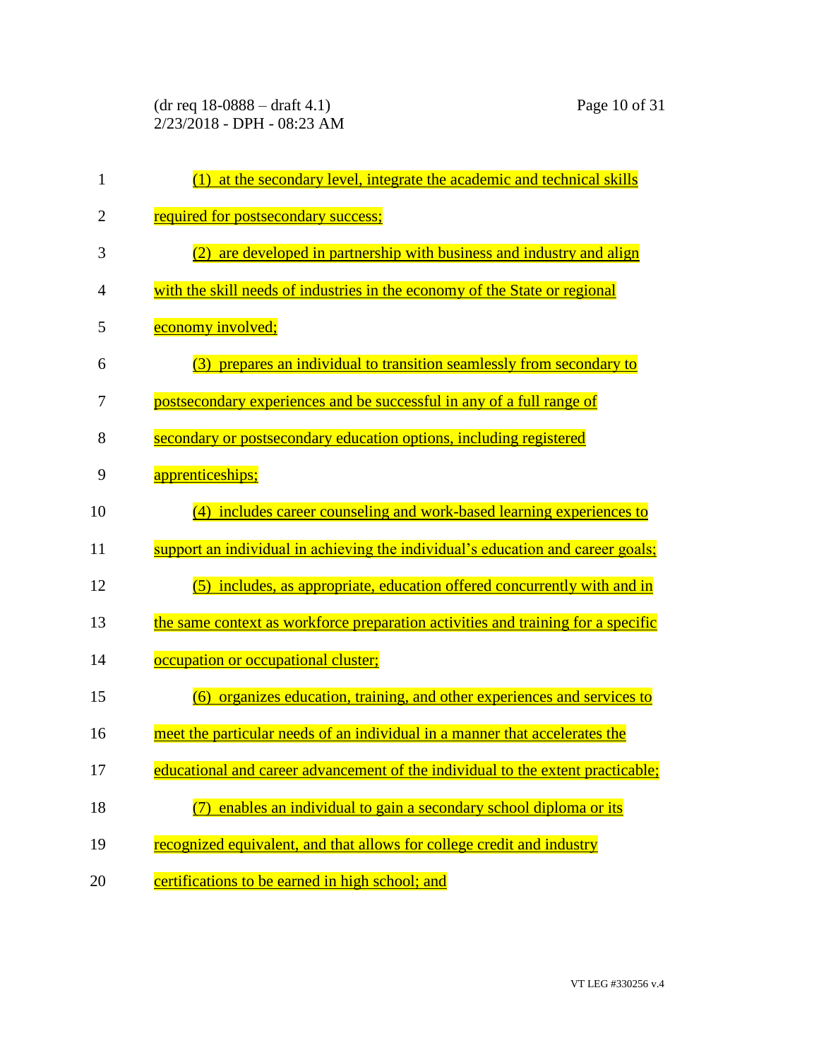(1) at the secondary level, integrate the academic and technical skills required for postsecondary success;

(2) are developed in partnership with business and industry and align with the skill needs of industries in the economy of the State or regional economy involved;

(3) prepares an individual to transition seamlessly from secondary to postsecondary experiences and be successful in any of a full range of secondary or postsecondary education options, including registered apprenticeships;

(4) includes career counseling and work-based learning experiences to support an individual in achieving the individual's education and career goals;

(5) includes, as appropriate, education offered concurrently with and in the same context as workforce preparation activities and training for a specific occupation or occupational cluster;

(6) organizes education, training, and other experiences and services to meet the particular needs of an individual in a manner that accelerates the educational and career advancement of the individual to the extent practicable;

(7) enables an individual to gain a secondary school diploma or its recognized equivalent, and that allows for college credit and industry certifications to be earned in high school; and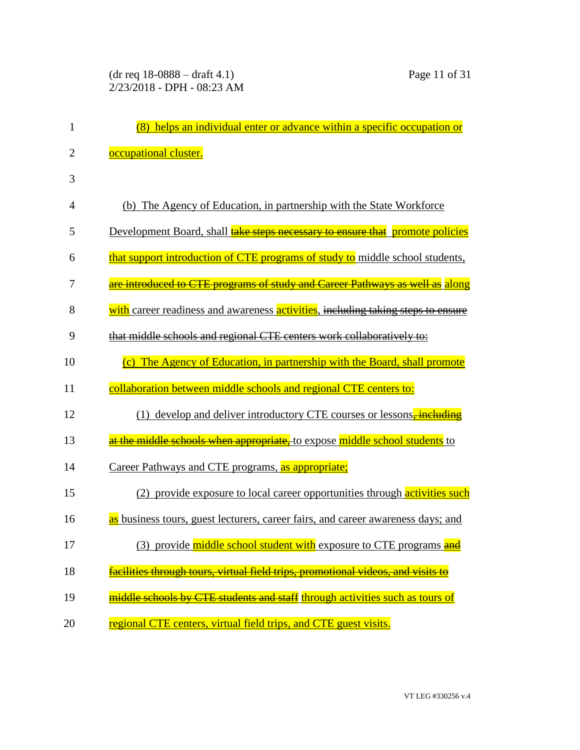(8) helps an individual enter or advance within a specific occupation or occupational cluster.

(b) The Agency of Education, in partnership with the State Workforce Development Board, shall ~~take steps necessary to ensure that~~ promote policies that support introduction of CTE programs of study to middle school students, ~~are introduced to CTE programs of study and Career Pathways as well as~~ along with career readiness and awareness activities, ~~including taking steps to ensure that middle schools and regional CTE centers work collaboratively to:~~

(c) The Agency of Education, in partnership with the Board, shall promote collaboration between middle schools and regional CTE centers to:

(1) develop and deliver introductory CTE courses or lessons~~, including at the middle schools when appropriate,~~ to expose middle school students to Career Pathways and CTE programs, as appropriate;

(2) provide exposure to local career opportunities through activities such as business tours, guest lecturers, career fairs, and career awareness days; and

(3) provide middle school student with exposure to CTE programs ~~and facilities through tours, virtual field trips, promotional videos, and visits to middle schools by CTE students and staff~~ through activities such as tours of regional CTE centers, virtual field trips, and CTE guest visits.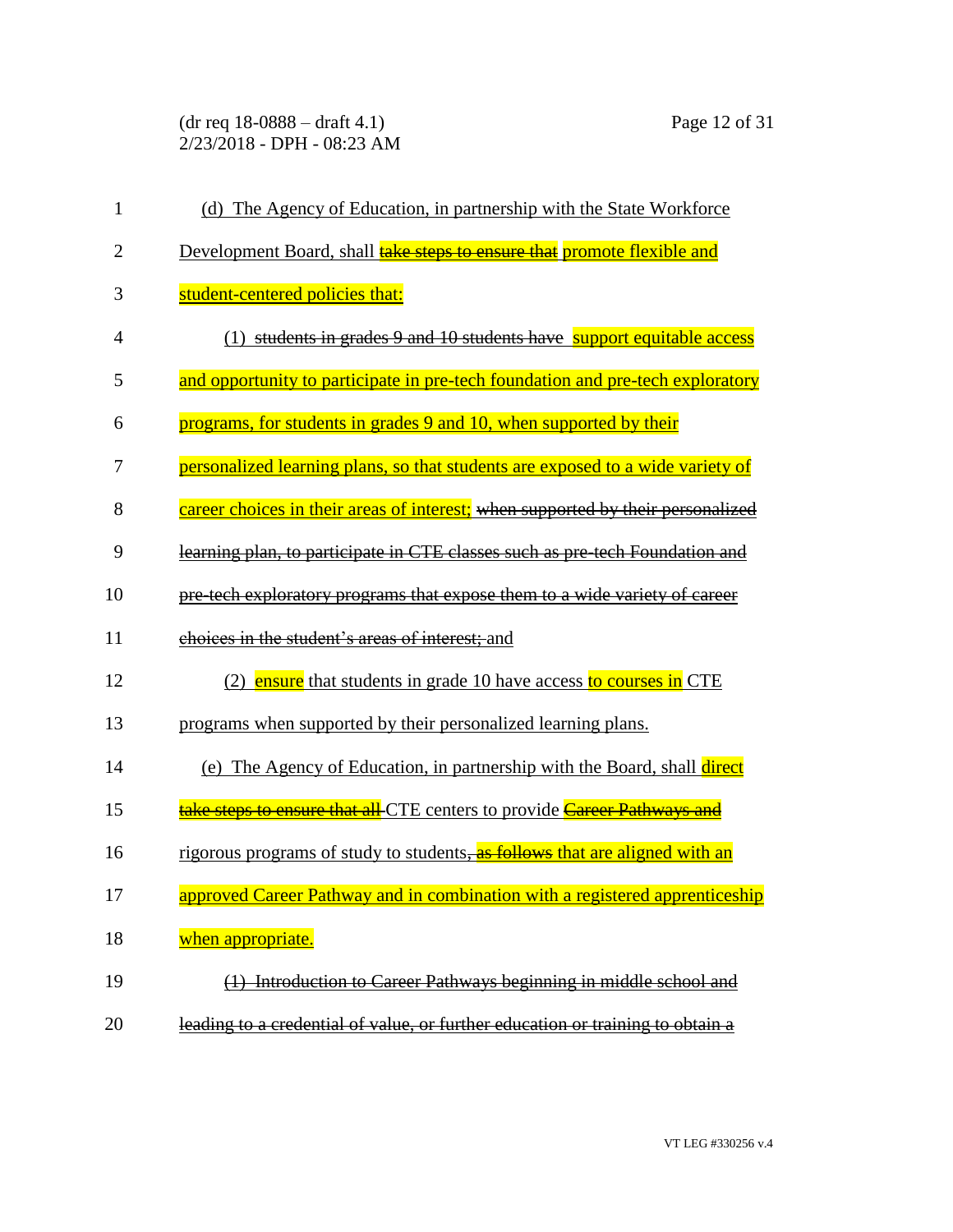(d) The Agency of Education, in partnership with the State Workforce Development Board, shall ~~take steps to ensure that~~ promote flexible and student-centered policies that:

(1) ~~students in grades 9 and 10 students have~~ support equitable access and opportunity to participate in pre-tech foundation and pre-tech exploratory programs, for students in grades 9 and 10, when supported by their personalized learning plans, so that students are exposed to a wide variety of career choices in their areas of interest; ~~when supported by their personalized learning plan, to participate in CTE classes such as pre-tech Foundation and pre-tech exploratory programs that expose them to a wide variety of career choices in the student's areas of interest;~~ and

(2) ensure that students in grade 10 have access to courses in CTE programs when supported by their personalized learning plans.

(e) The Agency of Education, in partnership with the Board, shall direct ~~take steps to ensure that all~~ CTE centers to provide ~~Career Pathways and~~ rigorous programs of study to students~~, as follows~~ that are aligned with an approved Career Pathway and in combination with a registered apprenticeship when appropriate.

~~(1) Introduction to Career Pathways beginning in middle school and leading to a credential of value, or further education or training to obtain a~~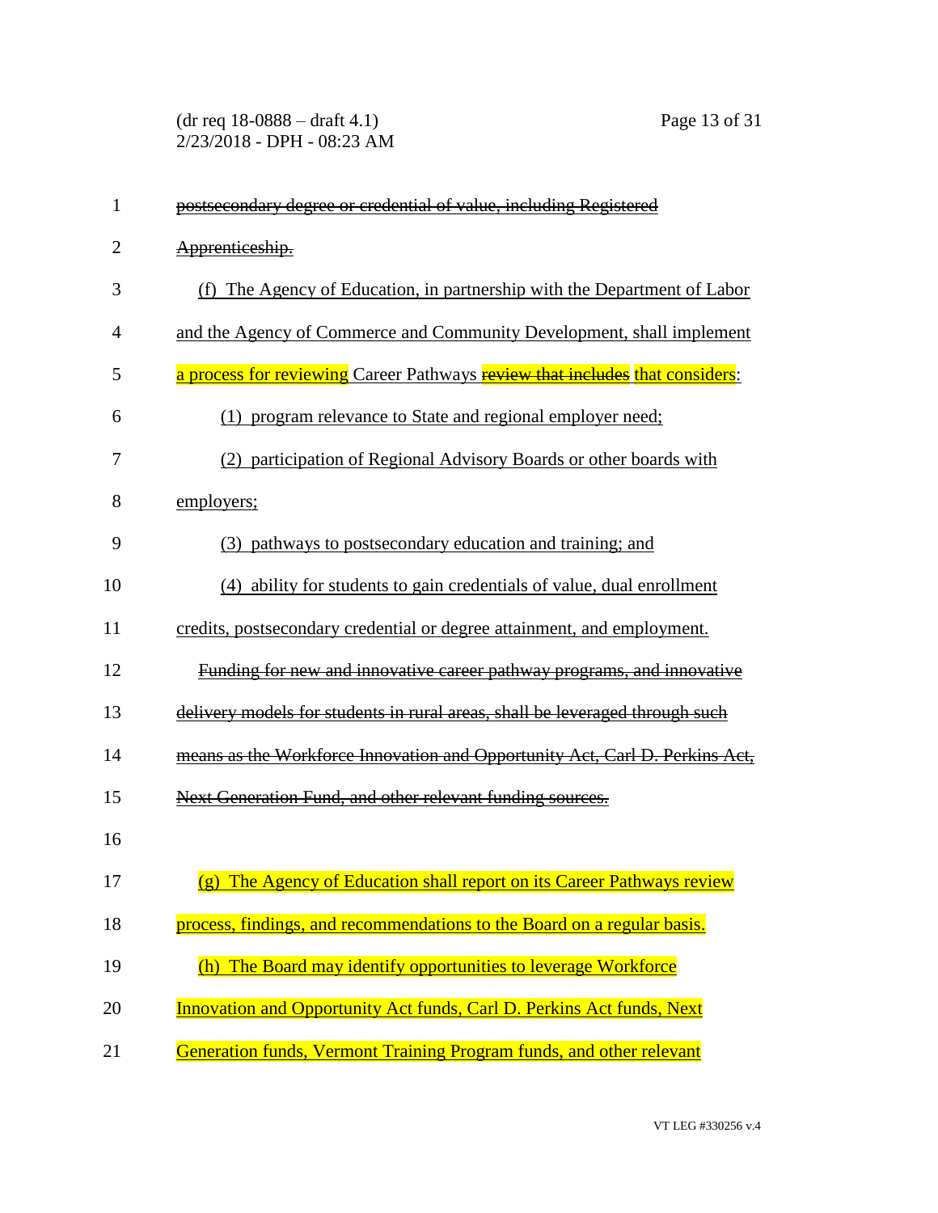~~postsecondary degree or credential of value, including Registered Apprenticeship.~~

(f) The Agency of Education, in partnership with the Department of Labor and the Agency of Commerce and Community Development, shall implement a process for reviewing Career Pathways ~~review that includes~~ that considers:

(1) program relevance to State and regional employer need;

(2) participation of Regional Advisory Boards or other boards with employers;

(3) pathways to postsecondary education and training; and

(4) ability for students to gain credentials of value, dual enrollment credits, postsecondary credential or degree attainment, and employment.

~~Funding for new and innovative career pathway programs, and innovative delivery models for students in rural areas, shall be leveraged through such means as the Workforce Innovation and Opportunity Act, Carl D. Perkins Act, Next Generation Fund, and other relevant funding sources.~~

(g) The Agency of Education shall report on its Career Pathways review process, findings, and recommendations to the Board on a regular basis.

(h) The Board may identify opportunities to leverage Workforce Innovation and Opportunity Act funds, Carl D. Perkins Act funds, Next Generation funds, Vermont Training Program funds, and other relevant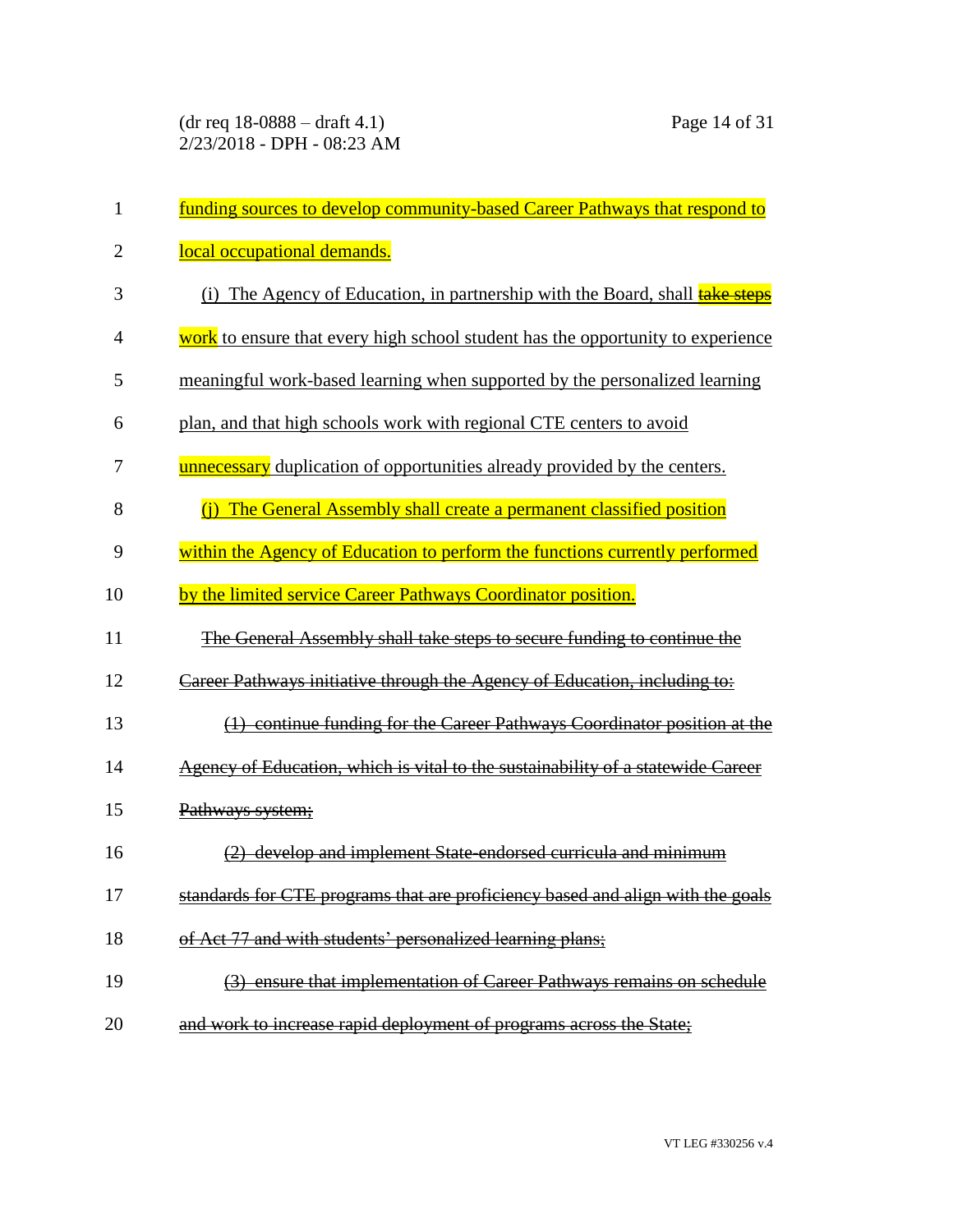funding sources to develop community-based Career Pathways that respond to local occupational demands.

(i) The Agency of Education, in partnership with the Board, shall ~~take steps~~ work to ensure that every high school student has the opportunity to experience meaningful work-based learning when supported by the personalized learning plan, and that high schools work with regional CTE centers to avoid unnecessary duplication of opportunities already provided by the centers.

(j) The General Assembly shall create a permanent classified position within the Agency of Education to perform the functions currently performed by the limited service Career Pathways Coordinator position.

~~The General Assembly shall take steps to secure funding to continue the Career Pathways initiative through the Agency of Education, including to:~~

~~(1) continue funding for the Career Pathways Coordinator position at the Agency of Education, which is vital to the sustainability of a statewide Career Pathways system;~~

~~(2) develop and implement State-endorsed curricula and minimum standards for CTE programs that are proficiency based and align with the goals of Act 77 and with students' personalized learning plans;~~

~~(3) ensure that implementation of Career Pathways remains on schedule and work to increase rapid deployment of programs across the State;~~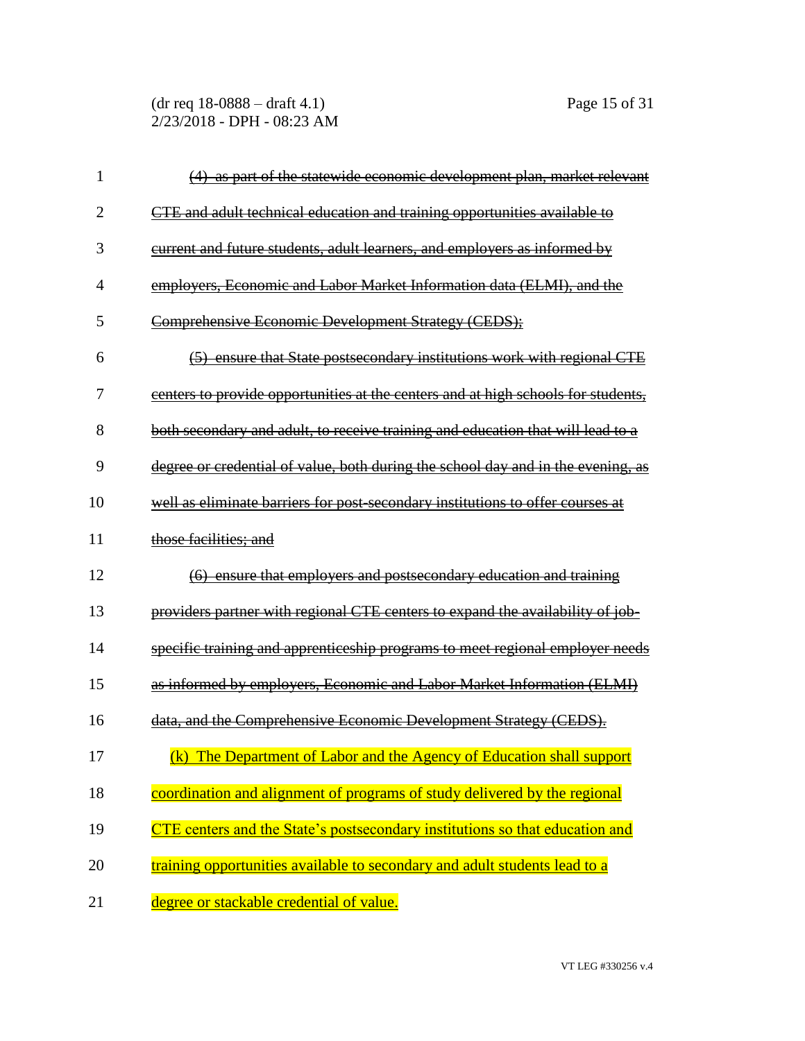~~(4) as part of the statewide economic development plan, market relevant CTE and adult technical education and training opportunities available to current and future students, adult learners, and employers as informed by employers, Economic and Labor Market Information data (ELMI), and the Comprehensive Economic Development Strategy (CEDS);~~

~~(5) ensure that State postsecondary institutions work with regional CTE centers to provide opportunities at the centers and at high schools for students, both secondary and adult, to receive training and education that will lead to a degree or credential of value, both during the school day and in the evening, as well as eliminate barriers for post-secondary institutions to offer courses at those facilities; and~~

~~(6) ensure that employers and postsecondary education and training providers partner with regional CTE centers to expand the availability of job-specific training and apprenticeship programs to meet regional employer needs as informed by employers, Economic and Labor Market Information (ELMI) data, and the Comprehensive Economic Development Strategy (CEDS).~~

<u>(k) The Department of Labor and the Agency of Education shall support coordination and alignment of programs of study delivered by the regional CTE centers and the State's postsecondary institutions so that education and training opportunities available to secondary and adult students lead to a degree or stackable credential of value.</u>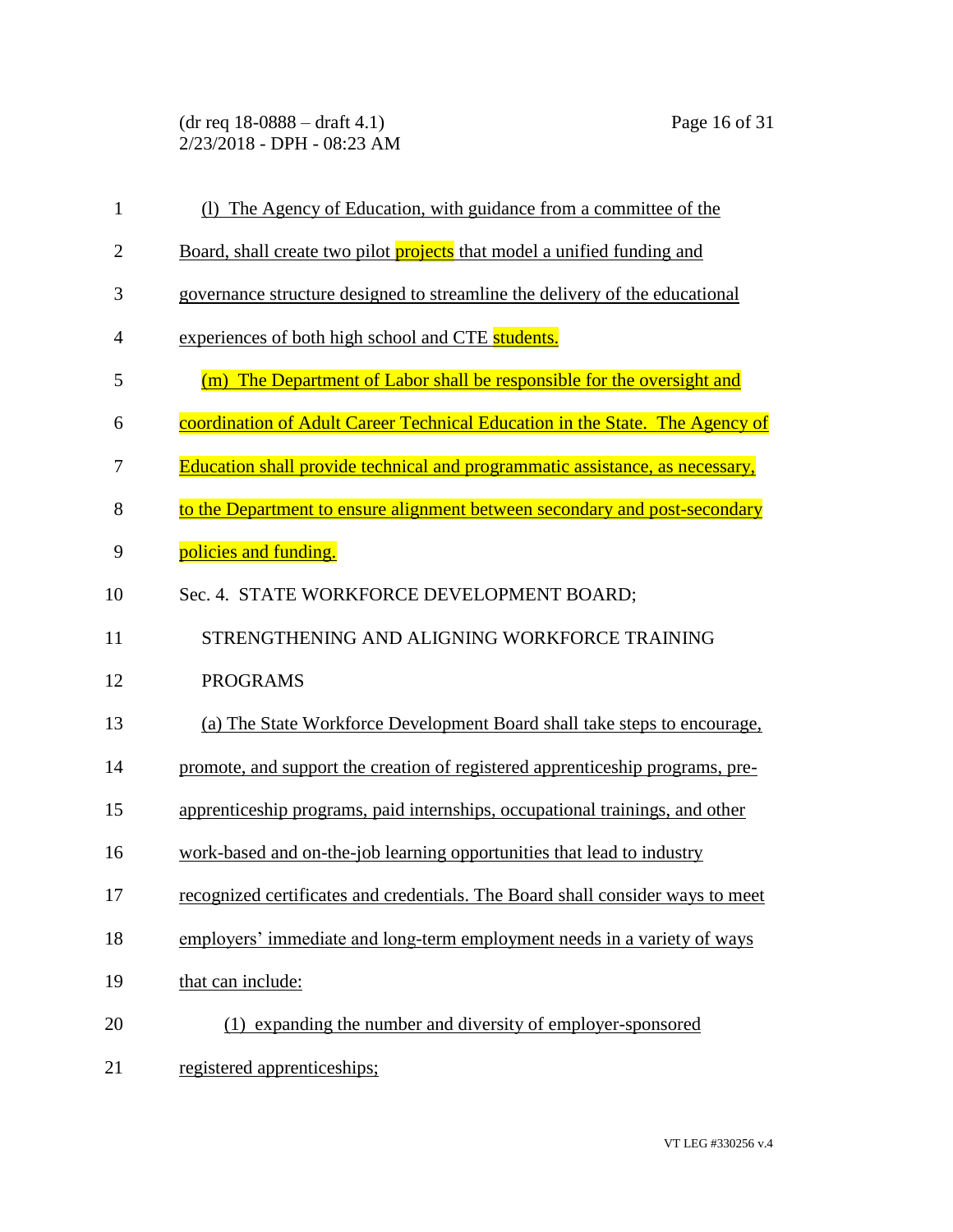(l) The Agency of Education, with guidance from a committee of the Board, shall create two pilot projects that model a unified funding and governance structure designed to streamline the delivery of the educational experiences of both high school and CTE students.

(m) The Department of Labor shall be responsible for the oversight and coordination of Adult Career Technical Education in the State. The Agency of Education shall provide technical and programmatic assistance, as necessary, to the Department to ensure alignment between secondary and post-secondary policies and funding.

Sec. 4. STATE WORKFORCE DEVELOPMENT BOARD; STRENGTHENING AND ALIGNING WORKFORCE TRAINING PROGRAMS

(a) The State Workforce Development Board shall take steps to encourage, promote, and support the creation of registered apprenticeship programs, pre-apprenticeship programs, paid internships, occupational trainings, and other work-based and on-the-job learning opportunities that lead to industry recognized certificates and credentials. The Board shall consider ways to meet employers' immediate and long-term employment needs in a variety of ways that can include:

(1) expanding the number and diversity of employer-sponsored registered apprenticeships;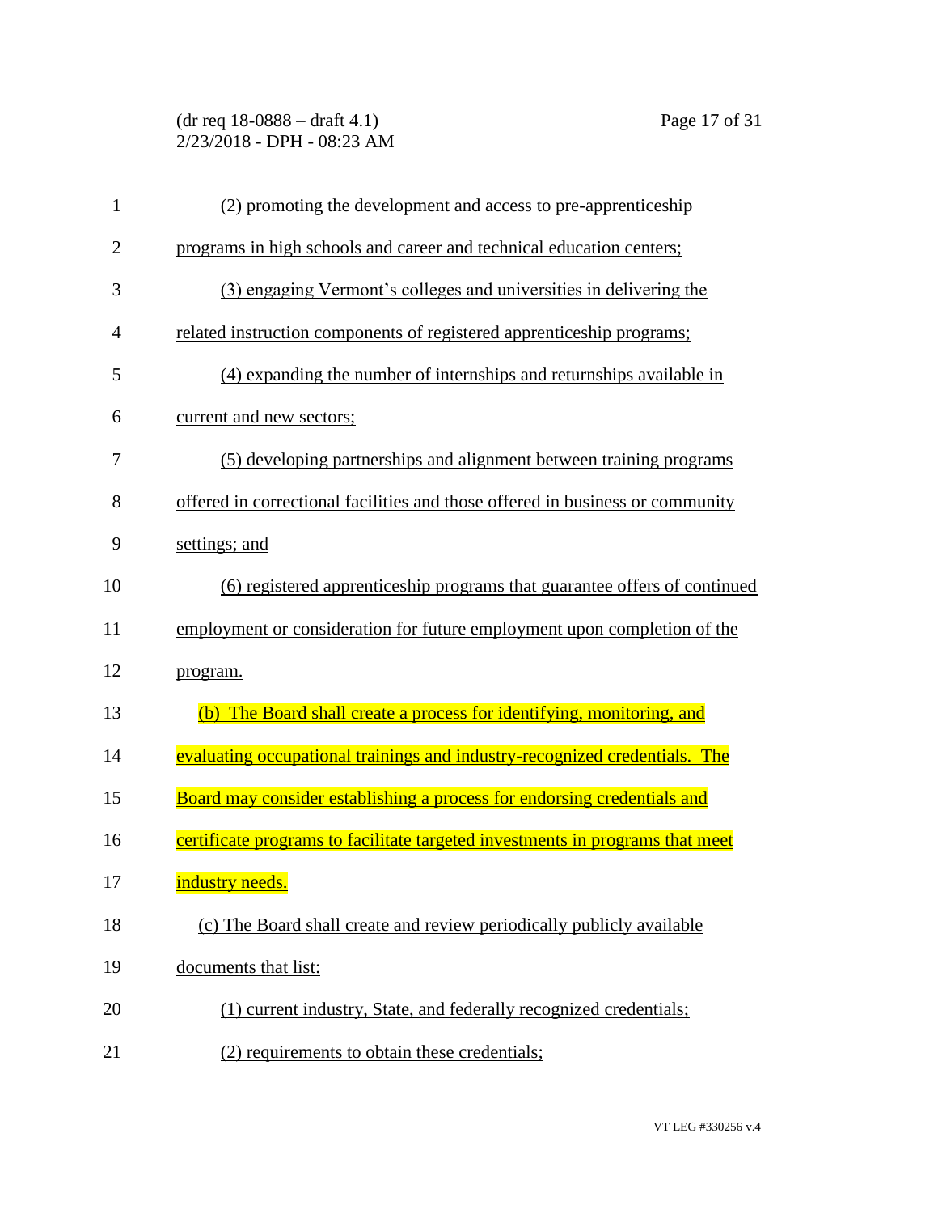(2) promoting the development and access to pre-apprenticeship programs in high schools and career and technical education centers;

(3) engaging Vermont's colleges and universities in delivering the related instruction components of registered apprenticeship programs;

(4) expanding the number of internships and returnships available in current and new sectors;

(5) developing partnerships and alignment between training programs offered in correctional facilities and those offered in business or community settings; and

(6) registered apprenticeship programs that guarantee offers of continued employment or consideration for future employment upon completion of the program.

(b) The Board shall create a process for identifying, monitoring, and evaluating occupational trainings and industry-recognized credentials. The Board may consider establishing a process for endorsing credentials and certificate programs to facilitate targeted investments in programs that meet industry needs.

(c) The Board shall create and review periodically publicly available documents that list:

(1) current industry, State, and federally recognized credentials;

(2) requirements to obtain these credentials;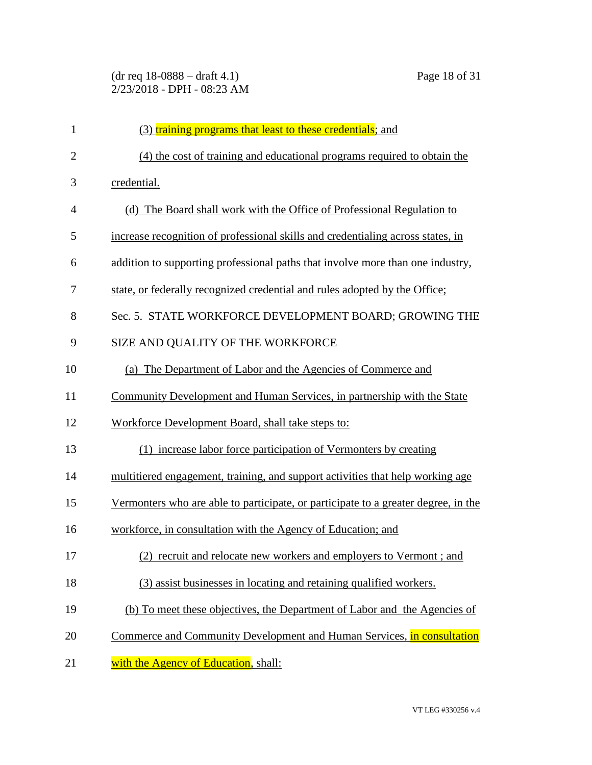(3) training programs that least to these credentials; and

(4) the cost of training and educational programs required to obtain the credential.

(d) The Board shall work with the Office of Professional Regulation to increase recognition of professional skills and credentialing across states, in addition to supporting professional paths that involve more than one industry, state, or federally recognized credential and rules adopted by the Office;

Sec. 5. STATE WORKFORCE DEVELOPMENT BOARD; GROWING THE SIZE AND QUALITY OF THE WORKFORCE

(a) The Department of Labor and the Agencies of Commerce and Community Development and Human Services, in partnership with the State Workforce Development Board, shall take steps to:

(1) increase labor force participation of Vermonters by creating multitiered engagement, training, and support activities that help working age Vermonters who are able to participate, or participate to a greater degree, in the workforce, in consultation with the Agency of Education; and

(2) recruit and relocate new workers and employers to Vermont ; and

(3) assist businesses in locating and retaining qualified workers.

(b) To meet these objectives, the Department of Labor and the Agencies of Commerce and Community Development and Human Services, in consultation with the Agency of Education, shall: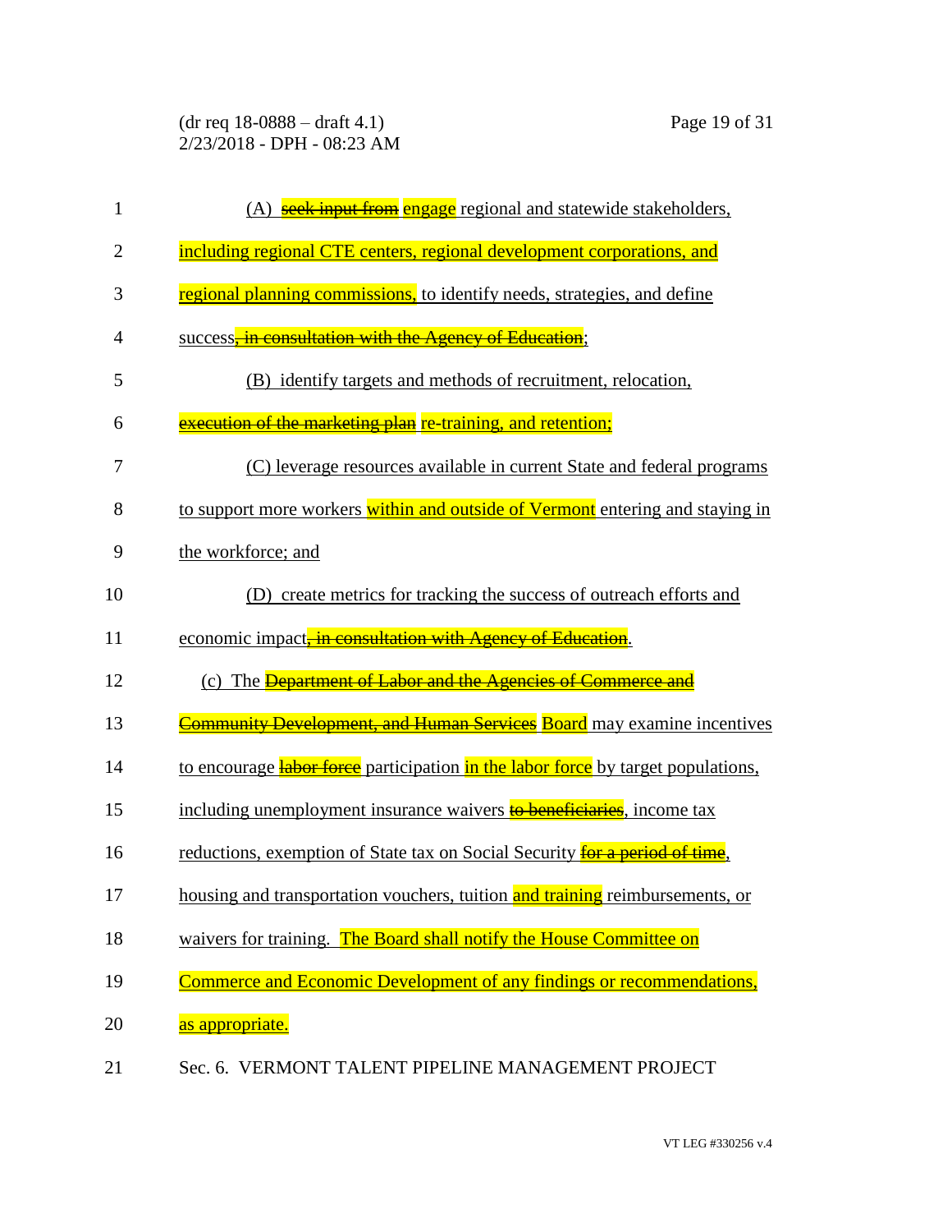(A) ~~seek input from~~ engage regional and statewide stakeholders, including regional CTE centers, regional development corporations, and regional planning commissions, to identify needs, strategies, and define success~~, in consultation with the Agency of Education~~;

(B) identify targets and methods of recruitment, relocation, ~~execution of the marketing plan~~ re-training, and retention;

(C) leverage resources available in current State and federal programs to support more workers within and outside of Vermont entering and staying in the workforce; and

(D) create metrics for tracking the success of outreach efforts and economic impact~~, in consultation with Agency of Education~~.

(c) The ~~Department of Labor and the Agencies of Commerce and Community Development, and Human Services~~ Board may examine incentives to encourage ~~labor force~~ participation in the labor force by target populations, including unemployment insurance waivers ~~to beneficiaries~~, income tax reductions, exemption of State tax on Social Security ~~for a period of time~~, housing and transportation vouchers, tuition and training reimbursements, or waivers for training. The Board shall notify the House Committee on Commerce and Economic Development of any findings or recommendations, as appropriate.

Sec. 6. VERMONT TALENT PIPELINE MANAGEMENT PROJECT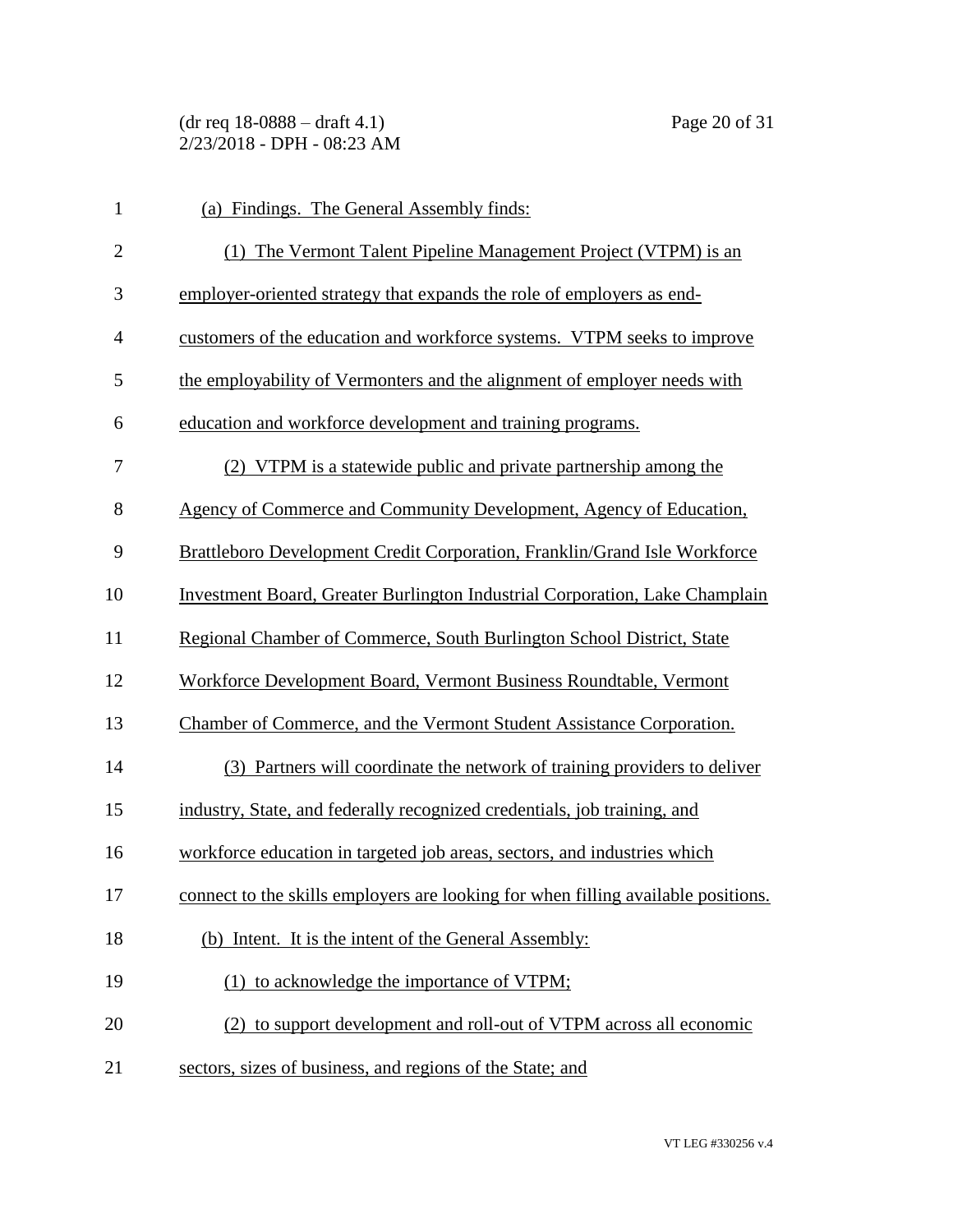(a) Findings. The General Assembly finds:

(1) The Vermont Talent Pipeline Management Project (VTPM) is an employer-oriented strategy that expands the role of employers as end-customers of the education and workforce systems. VTPM seeks to improve the employability of Vermonters and the alignment of employer needs with education and workforce development and training programs.

(2) VTPM is a statewide public and private partnership among the Agency of Commerce and Community Development, Agency of Education, Brattleboro Development Credit Corporation, Franklin/Grand Isle Workforce Investment Board, Greater Burlington Industrial Corporation, Lake Champlain Regional Chamber of Commerce, South Burlington School District, State Workforce Development Board, Vermont Business Roundtable, Vermont Chamber of Commerce, and the Vermont Student Assistance Corporation.

(3) Partners will coordinate the network of training providers to deliver industry, State, and federally recognized credentials, job training, and workforce education in targeted job areas, sectors, and industries which connect to the skills employers are looking for when filling available positions.

(b) Intent. It is the intent of the General Assembly:

(1) to acknowledge the importance of VTPM;

(2) to support development and roll-out of VTPM across all economic sectors, sizes of business, and regions of the State; and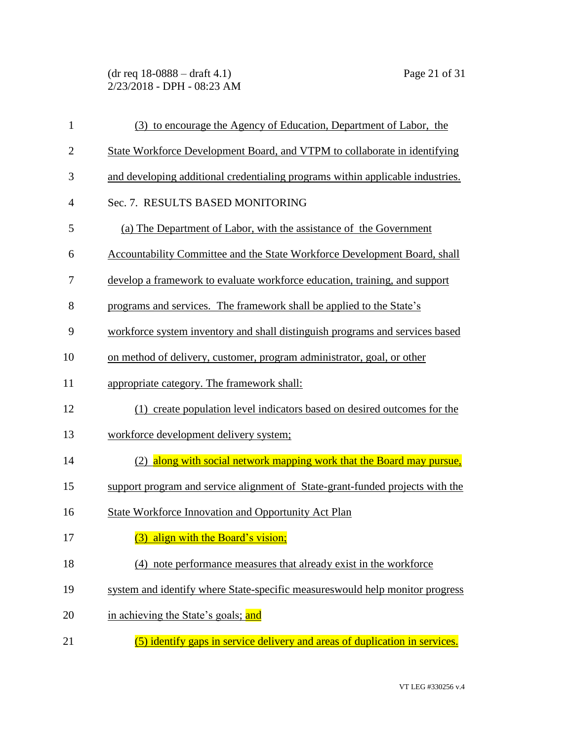(3) to encourage the Agency of Education, Department of Labor, the State Workforce Development Board, and VTPM to collaborate in identifying and developing additional credentialing programs within applicable industries.

Sec. 7. RESULTS BASED MONITORING

(a) The Department of Labor, with the assistance of the Government Accountability Committee and the State Workforce Development Board, shall develop a framework to evaluate workforce education, training, and support programs and services. The framework shall be applied to the State's workforce system inventory and shall distinguish programs and services based on method of delivery, customer, program administrator, goal, or other appropriate category. The framework shall:

(1) create population level indicators based on desired outcomes for the workforce development delivery system;

(2) along with social network mapping work that the Board may pursue, support program and service alignment of State-grant-funded projects with the State Workforce Innovation and Opportunity Act Plan

(3) align with the Board's vision;

(4) note performance measures that already exist in the workforce system and identify where State-specific measureswould help monitor progress in achieving the State's goals; and

(5) identify gaps in service delivery and areas of duplication in services.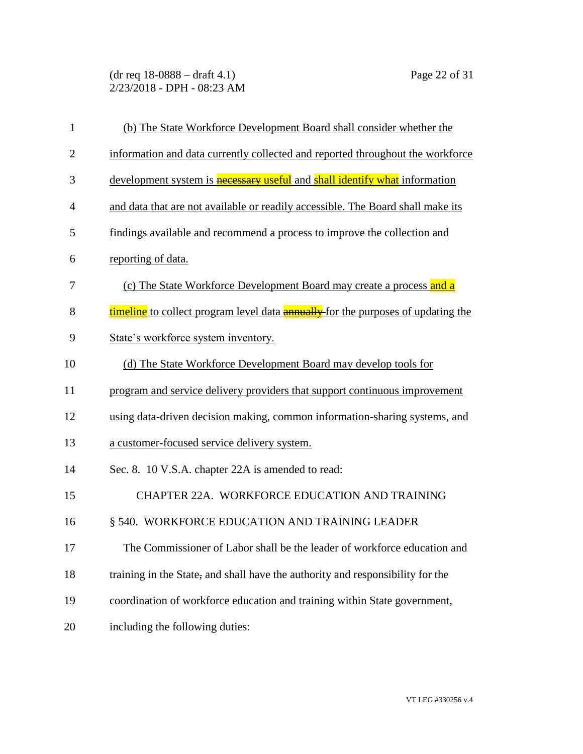(b) The State Workforce Development Board shall consider whether the information and data currently collected and reported throughout the workforce development system is ~~necessary~~ useful and shall identify what information and data that are not available or readily accessible. The Board shall make its findings available and recommend a process to improve the collection and reporting of data.

(c) The State Workforce Development Board may create a process and a timeline to collect program level data ~~annually~~ for the purposes of updating the State's workforce system inventory.

(d) The State Workforce Development Board may develop tools for program and service delivery providers that support continuous improvement using data-driven decision making, common information-sharing systems, and a customer-focused service delivery system.

Sec. 8. 10 V.S.A. chapter 22A is amended to read:

CHAPTER 22A. WORKFORCE EDUCATION AND TRAINING

§ 540. WORKFORCE EDUCATION AND TRAINING LEADER

The Commissioner of Labor shall be the leader of workforce education and training in the State~~,~~ and shall have the authority and responsibility for the coordination of workforce education and training within State government, including the following duties: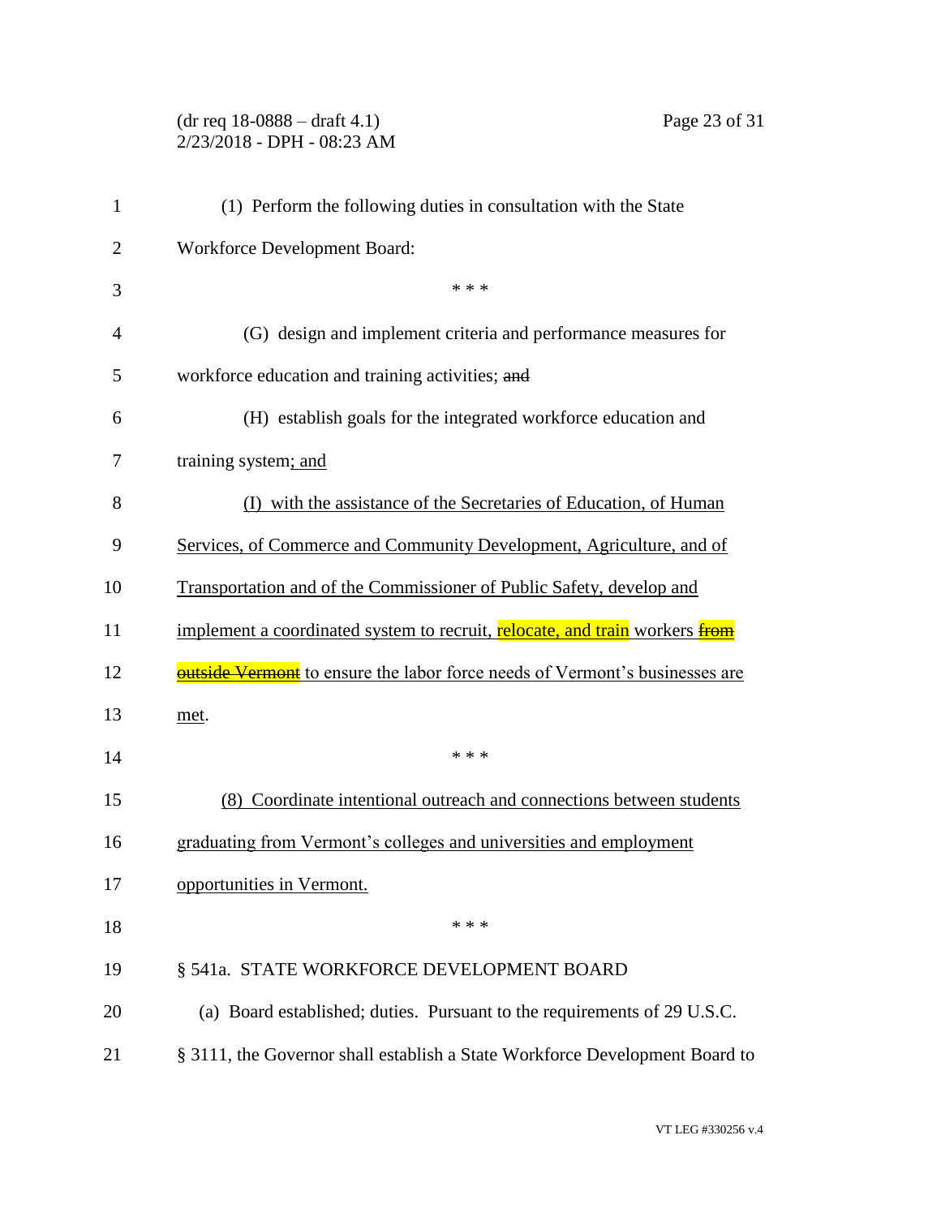(1) Perform the following duties in consultation with the State Workforce Development Board:

\* \* \*

(G) design and implement criteria and performance measures for workforce education and training activities; ~~and~~

(H) establish goals for the integrated workforce education and training system<u>; and</u>

<u>(I) with the assistance of the Secretaries of Education, of Human Services, of Commerce and Community Development, Agriculture, and of Transportation and of the Commissioner of Public Safety, develop and implement a coordinated system to recruit, relocate, and train workers ~~from outside Vermont~~ to ensure the labor force needs of Vermont's businesses are met</u>.

\* \* \*

<u>(8) Coordinate intentional outreach and connections between students graduating from Vermont's colleges and universities and employment opportunities in Vermont.</u>

\* \* \*

§ 541a. STATE WORKFORCE DEVELOPMENT BOARD

(a) Board established; duties. Pursuant to the requirements of 29 U.S.C. § 3111, the Governor shall establish a State Workforce Development Board to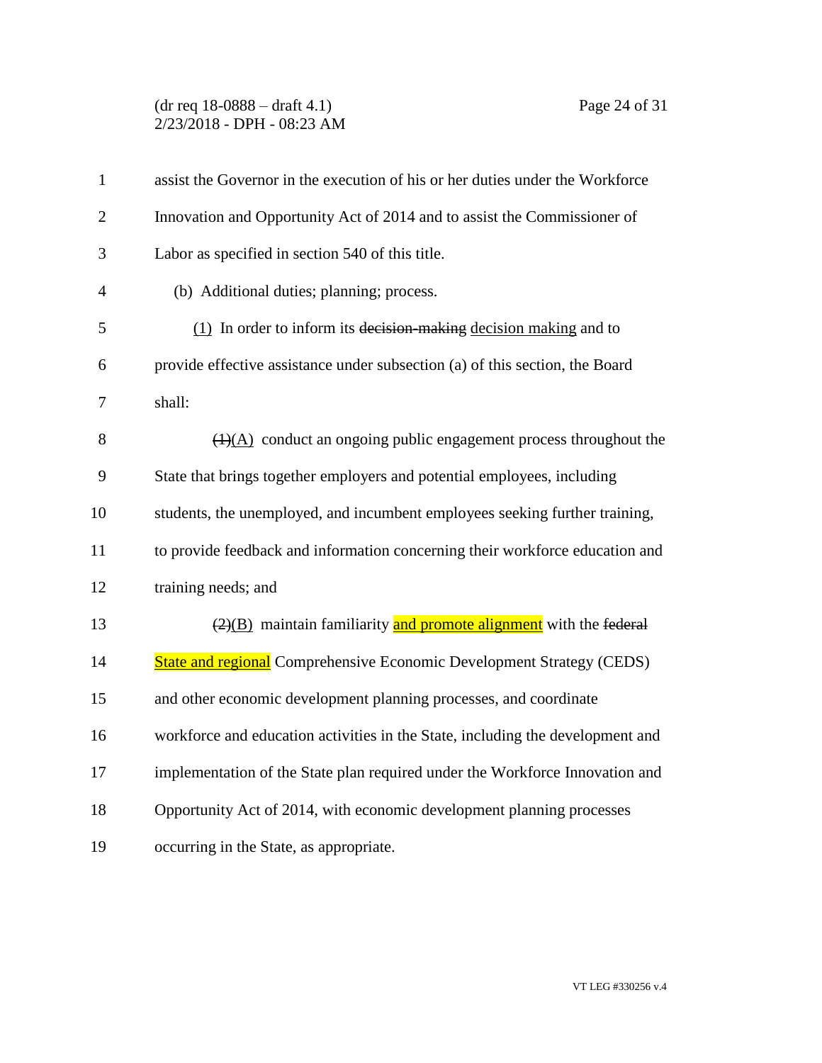assist the Governor in the execution of his or her duties under the Workforce Innovation and Opportunity Act of 2014 and to assist the Commissioner of Labor as specified in section 540 of this title.

(b) Additional duties; planning; process.

(1) In order to inform its ~~decision-making~~ decision making and to provide effective assistance under subsection (a) of this section, the Board shall:

~~(1)~~(A) conduct an ongoing public engagement process throughout the State that brings together employers and potential employees, including students, the unemployed, and incumbent employees seeking further training, to provide feedback and information concerning their workforce education and training needs; and

~~(2)~~(B) maintain familiarity and promote alignment with the ~~federal~~ State and regional Comprehensive Economic Development Strategy (CEDS) and other economic development planning processes, and coordinate workforce and education activities in the State, including the development and implementation of the State plan required under the Workforce Innovation and Opportunity Act of 2014, with economic development planning processes occurring in the State, as appropriate.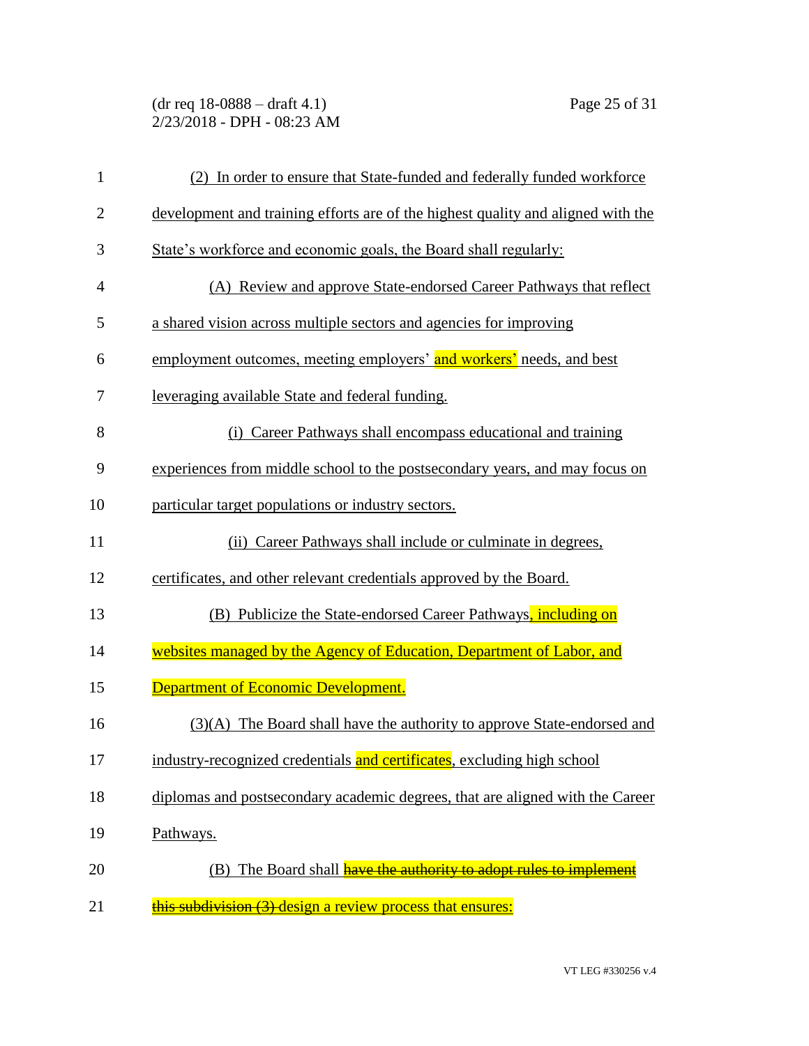(2) In order to ensure that State-funded and federally funded workforce development and training efforts are of the highest quality and aligned with the State's workforce and economic goals, the Board shall regularly:

(A) Review and approve State-endorsed Career Pathways that reflect a shared vision across multiple sectors and agencies for improving employment outcomes, meeting employers' and workers' needs, and best leveraging available State and federal funding.

(i) Career Pathways shall encompass educational and training experiences from middle school to the postsecondary years, and may focus on particular target populations or industry sectors.

(ii) Career Pathways shall include or culminate in degrees, certificates, and other relevant credentials approved by the Board.

(B) Publicize the State-endorsed Career Pathways, including on websites managed by the Agency of Education, Department of Labor, and Department of Economic Development.

(3)(A) The Board shall have the authority to approve State-endorsed and industry-recognized credentials and certificates, excluding high school diplomas and postsecondary academic degrees, that are aligned with the Career Pathways.

(B) The Board shall ~~have the authority to adopt rules to implement this subdivision (3)~~ design a review process that ensures: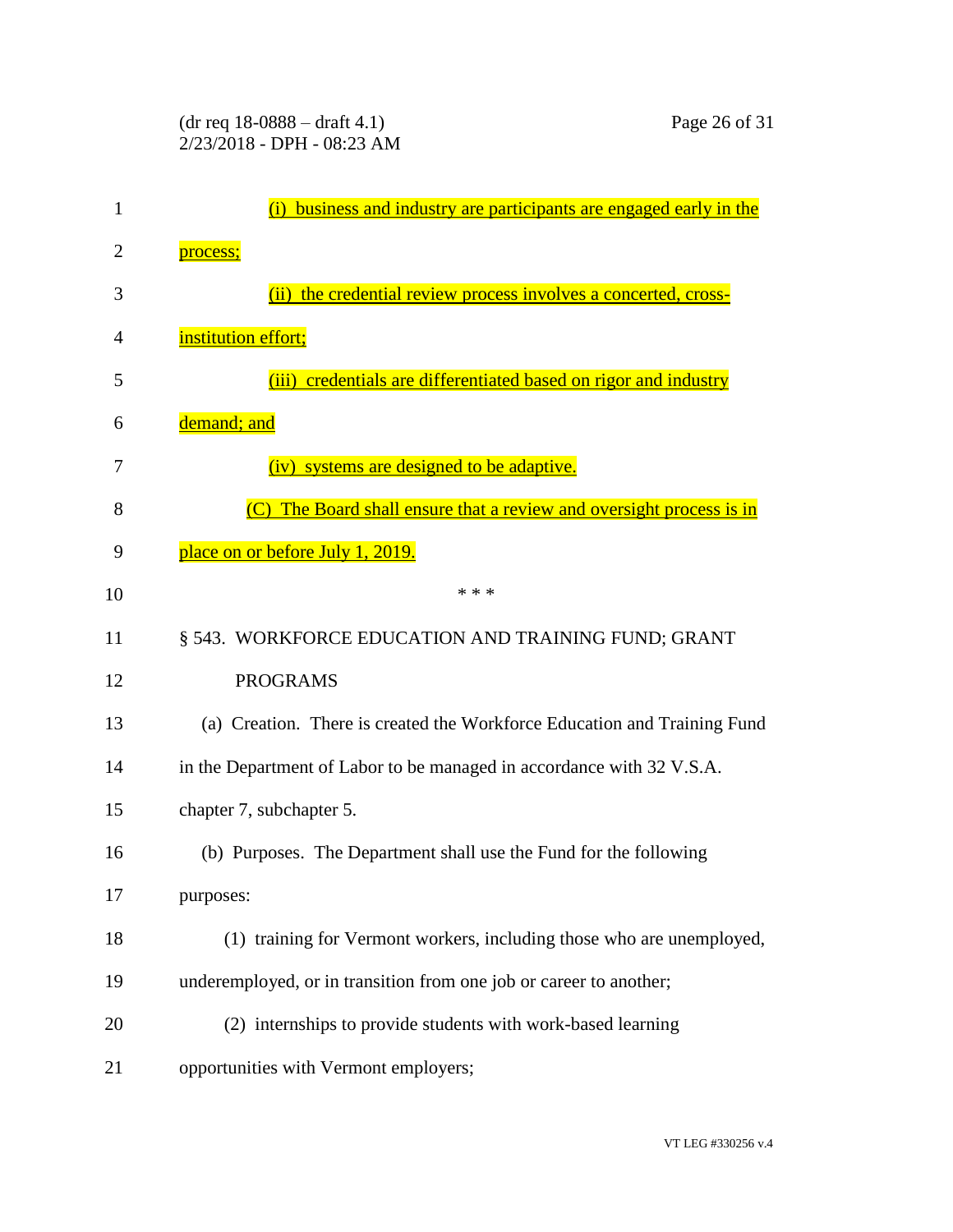(i) business and industry are participants are engaged early in the process;

(ii) the credential review process involves a concerted, cross-institution effort;

(iii) credentials are differentiated based on rigor and industry demand; and

(iv) systems are designed to be adaptive.

(C) The Board shall ensure that a review and oversight process is in place on or before July 1, 2019.

\* \* \*

§ 543. WORKFORCE EDUCATION AND TRAINING FUND; GRANT PROGRAMS

(a) Creation. There is created the Workforce Education and Training Fund in the Department of Labor to be managed in accordance with 32 V.S.A. chapter 7, subchapter 5.

(b) Purposes. The Department shall use the Fund for the following purposes:

(1) training for Vermont workers, including those who are unemployed, underemployed, or in transition from one job or career to another;

(2) internships to provide students with work-based learning opportunities with Vermont employers;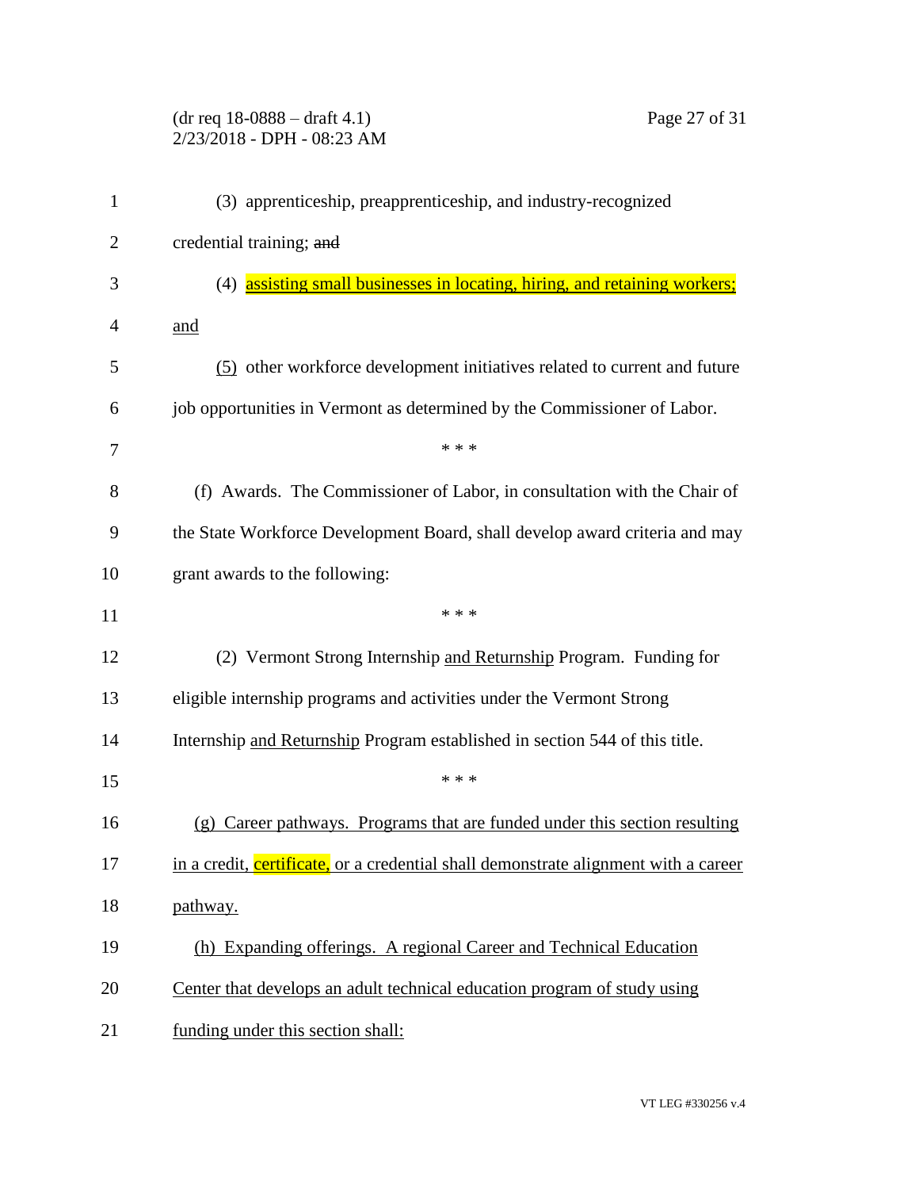(3) apprenticeship, preapprenticeship, and industry-recognized credential training; ~~and~~

(4) <u>assisting small businesses in locating, hiring, and retaining workers; and</u>

<u>(5)</u> other workforce development initiatives related to current and future job opportunities in Vermont as determined by the Commissioner of Labor.

\* \* \*

(f) Awards. The Commissioner of Labor, in consultation with the Chair of the State Workforce Development Board, shall develop award criteria and may grant awards to the following:

\* \* \*

(2) Vermont Strong Internship <u>and Returnship</u> Program. Funding for eligible internship programs and activities under the Vermont Strong Internship <u>and Returnship</u> Program established in section 544 of this title.

\* \* \*

<u>(g) Career pathways. Programs that are funded under this section resulting in a credit, certificate, or a credential shall demonstrate alignment with a career pathway.</u>

<u>(h) Expanding offerings. A regional Career and Technical Education Center that develops an adult technical education program of study using funding under this section shall:</u>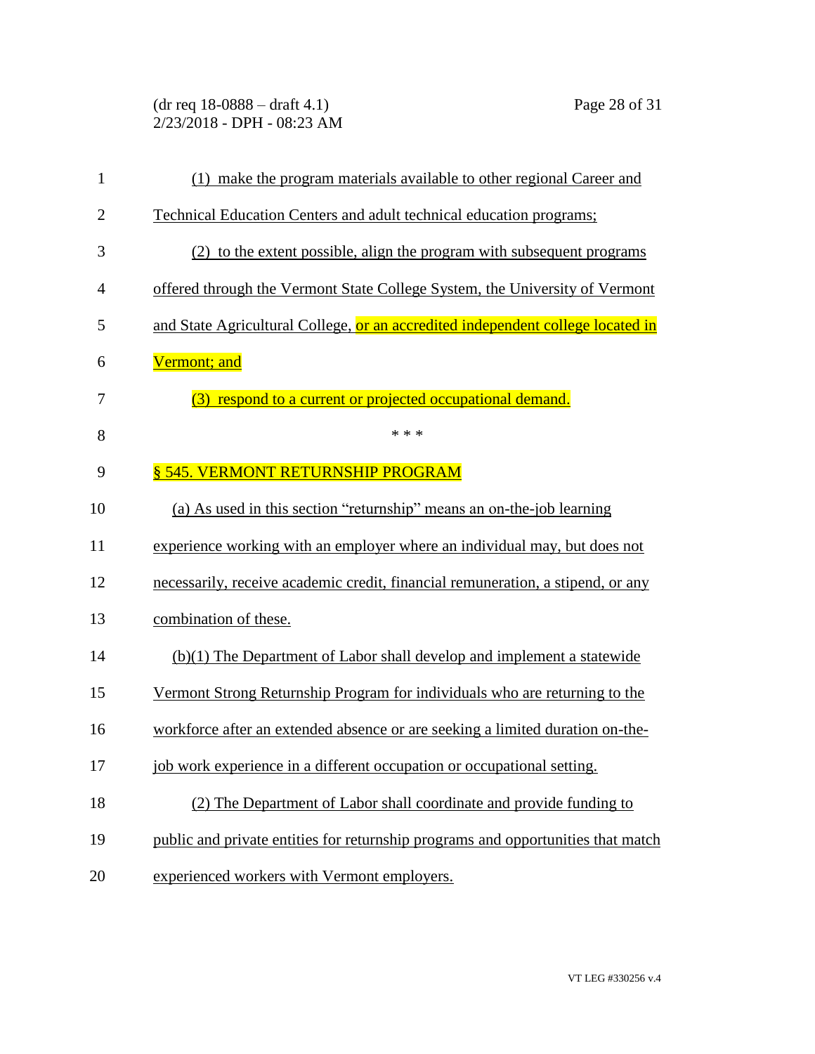(1) make the program materials available to other regional Career and Technical Education Centers and adult technical education programs;

(2) to the extent possible, align the program with subsequent programs offered through the Vermont State College System, the University of Vermont and State Agricultural College, or an accredited independent college located in Vermont; and

(3) respond to a current or projected occupational demand.

\* \* \*

§ 545. VERMONT RETURNSHIP PROGRAM

(a) As used in this section "returnship" means an on-the-job learning experience working with an employer where an individual may, but does not necessarily, receive academic credit, financial remuneration, a stipend, or any combination of these.

(b)(1) The Department of Labor shall develop and implement a statewide Vermont Strong Returnship Program for individuals who are returning to the workforce after an extended absence or are seeking a limited duration on-the-job work experience in a different occupation or occupational setting.

(2) The Department of Labor shall coordinate and provide funding to public and private entities for returnship programs and opportunities that match experienced workers with Vermont employers.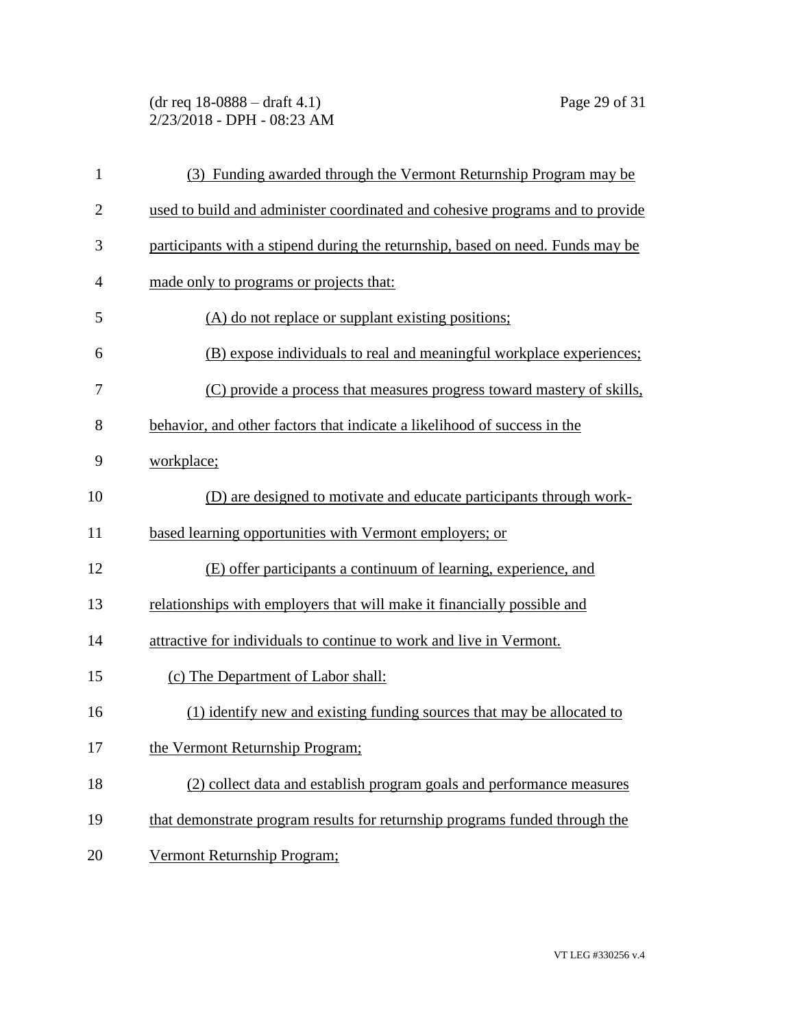(3) Funding awarded through the Vermont Returnship Program may be used to build and administer coordinated and cohesive programs and to provide participants with a stipend during the returnship, based on need. Funds may be made only to programs or projects that:

(A) do not replace or supplant existing positions;

(B) expose individuals to real and meaningful workplace experiences;

(C) provide a process that measures progress toward mastery of skills, behavior, and other factors that indicate a likelihood of success in the workplace;

(D) are designed to motivate and educate participants through work-based learning opportunities with Vermont employers; or

(E) offer participants a continuum of learning, experience, and relationships with employers that will make it financially possible and attractive for individuals to continue to work and live in Vermont.

(c) The Department of Labor shall:

(1) identify new and existing funding sources that may be allocated to the Vermont Returnship Program;

(2) collect data and establish program goals and performance measures that demonstrate program results for returnship programs funded through the Vermont Returnship Program;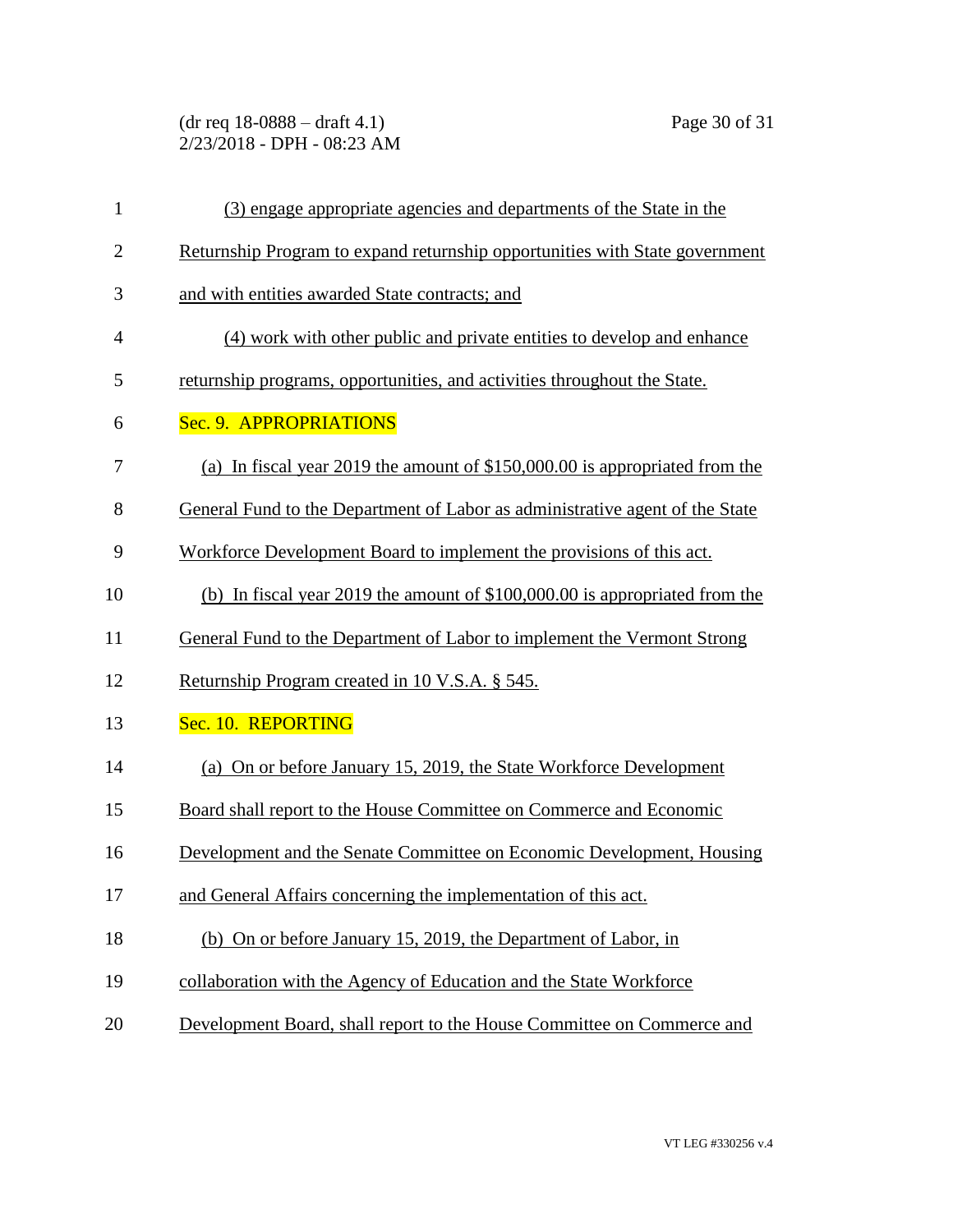(3) engage appropriate agencies and departments of the State in the Returnship Program to expand returnship opportunities with State government and with entities awarded State contracts; and

(4) work with other public and private entities to develop and enhance returnship programs, opportunities, and activities throughout the State.

Sec. 9. APPROPRIATIONS

(a) In fiscal year 2019 the amount of $150,000.00 is appropriated from the General Fund to the Department of Labor as administrative agent of the State Workforce Development Board to implement the provisions of this act.

(b) In fiscal year 2019 the amount of $100,000.00 is appropriated from the General Fund to the Department of Labor to implement the Vermont Strong Returnship Program created in 10 V.S.A. § 545.

Sec. 10. REPORTING

(a) On or before January 15, 2019, the State Workforce Development Board shall report to the House Committee on Commerce and Economic Development and the Senate Committee on Economic Development, Housing and General Affairs concerning the implementation of this act.

(b) On or before January 15, 2019, the Department of Labor, in collaboration with the Agency of Education and the State Workforce Development Board, shall report to the House Committee on Commerce and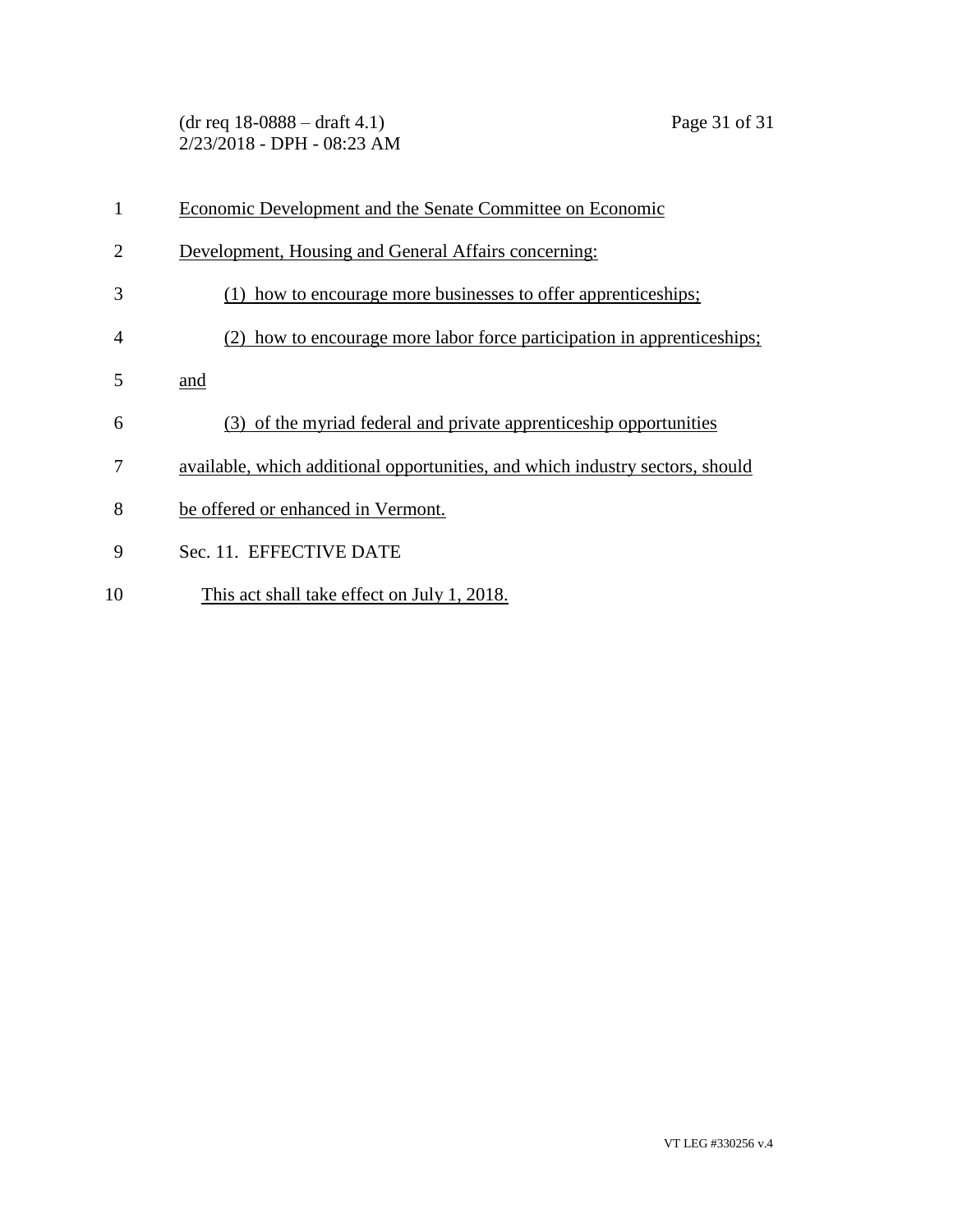Economic Development and the Senate Committee on Economic Development, Housing and General Affairs concerning:

(1) how to encourage more businesses to offer apprenticeships;

(2) how to encourage more labor force participation in apprenticeships; and

(3) of the myriad federal and private apprenticeship opportunities available, which additional opportunities, and which industry sectors, should be offered or enhanced in Vermont.

Sec. 11. EFFECTIVE DATE

This act shall take effect on July 1, 2018.